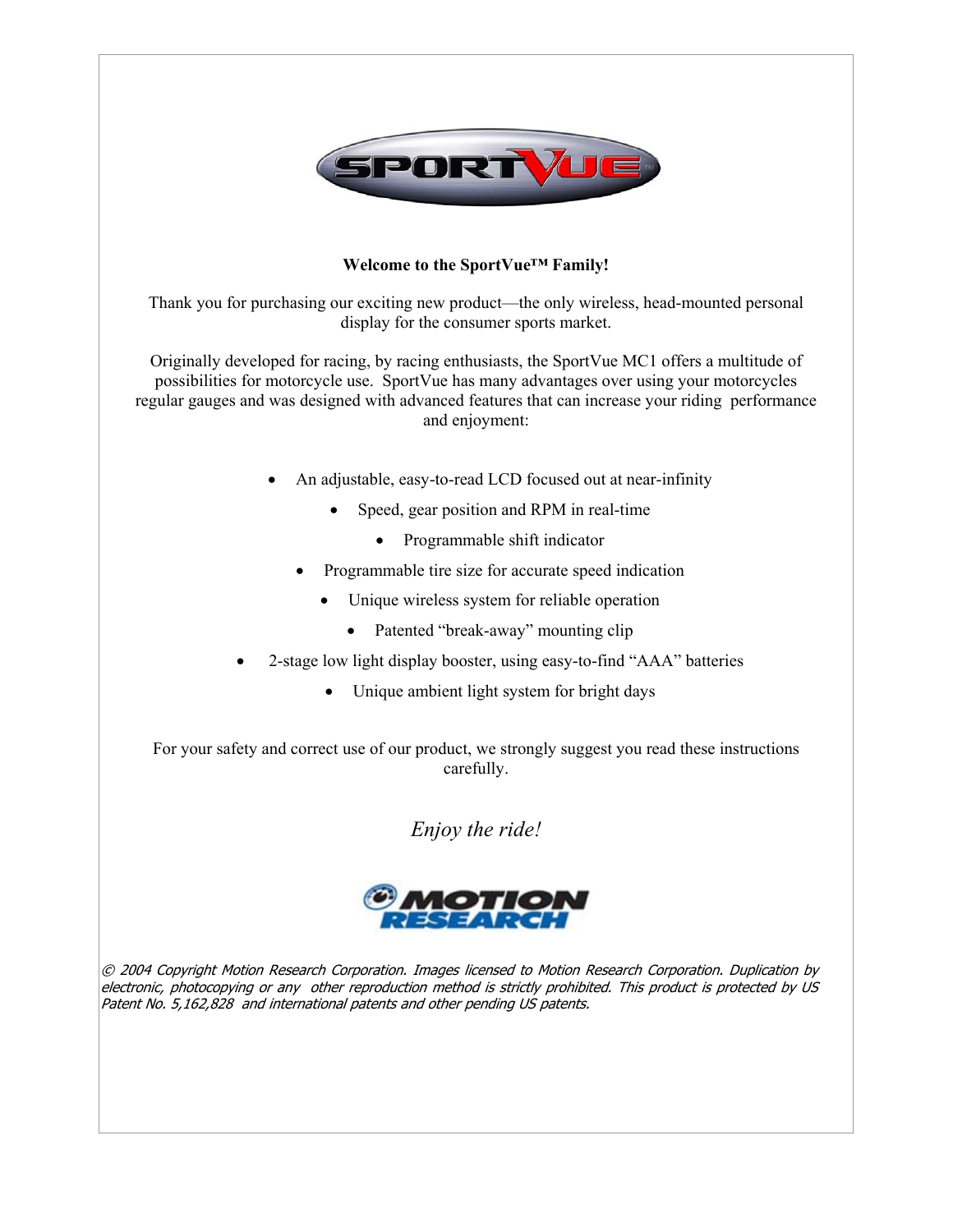**Welcome to the SportVue™ Family!**

Thank you for purchasing our exciting new product—the only wireless, head-mounted personal display for the consumer sports market.

Originally developed for racing, by racing enthusiasts, the SportVue MC1 offers a multitude of possibilities for motorcycle use. SportVue has many advantages over using your motorcycles regular gauges and was designed with advanced features that can increase your riding performance and enjoyment:

- An adjustable, easy-to-read LCD focused out at near-infinity
- Speed, gear position and RPM in real-time
- Programmable shift indicator
- Programmable tire size for accurate speed indication
- Unique wireless system for reliable operation
- Patented "break-away" mounting clip
- 2-stage low light display booster, using easy-to-find "AAA" batteries
- Unique ambient light system for bright days

For your safety and correct use of our product, we strongly suggest you read these instructions carefully.

*Enjoy the ride!*

*© 2004 Copyright Motion Research Corporation. Images licensed to Motion Research Corporation. Duplication by electronic, photocopying or any other reproduction method is strictly prohibited. This product is protected by US Patent No. 5,162,828 and international patents and other pending US patents.*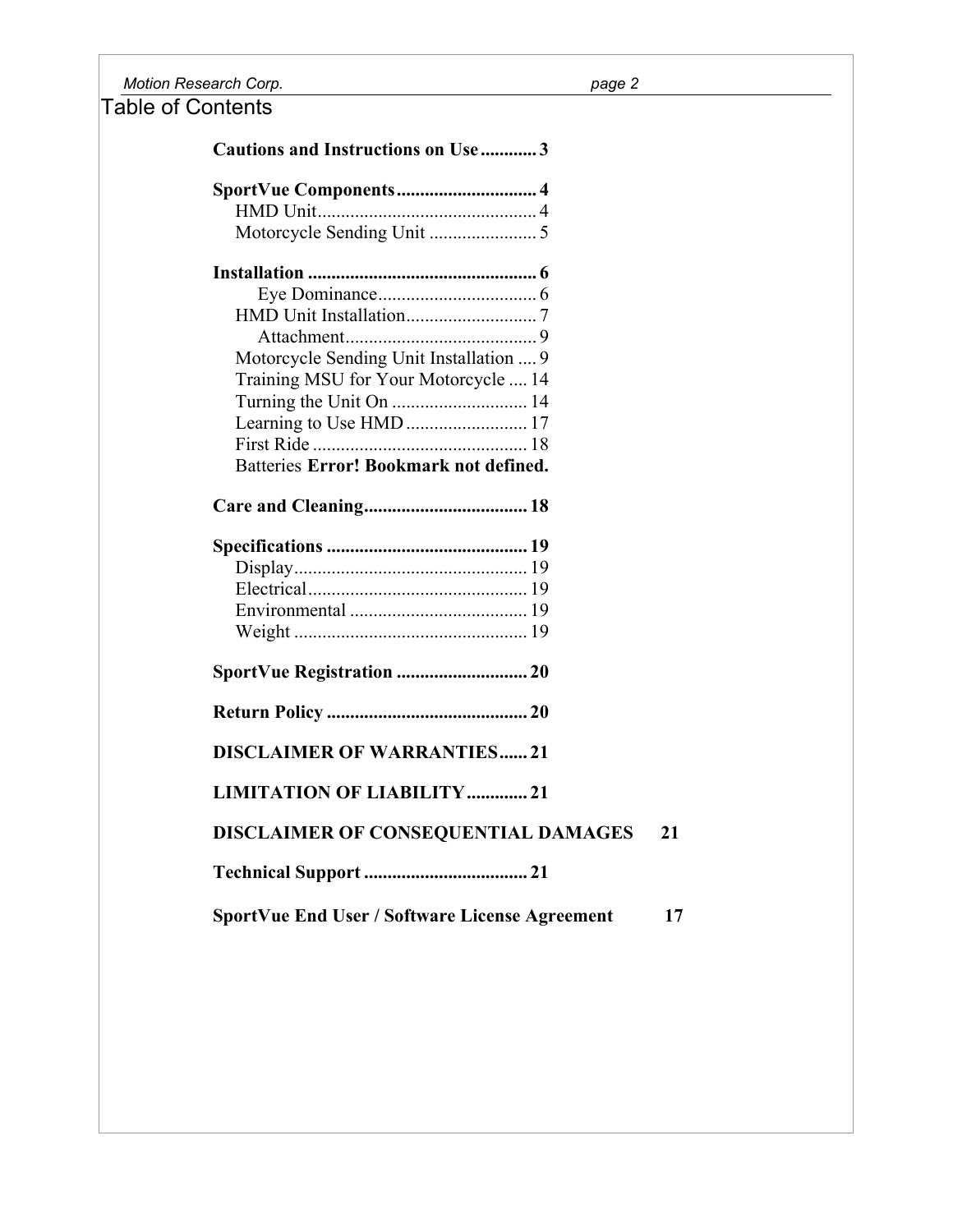# Table of Contents

**Cautions and Instructions on Use** ............ 3

**SportVue Components** .............................. 4
- HMD Unit............................................... 4
- Motorcycle Sending Unit ....................... 5

**Installation** ................................................. 6
- Eye Dominance.................................. 6
- HMD Unit Installation............................ 7
  - Attachment......................................... 9
- Motorcycle Sending Unit Installation .... 9
- Training MSU for Your Motorcycle .... 14
- Turning the Unit On ............................. 14
- Learning to Use HMD .......................... 17
- First Ride .............................................. 18
- Batteries **Error! Bookmark not defined.**

**Care and Cleaning**................................... 18

**Specifications** ........................................... 19
- Display.................................................. 19
- Electrical............................................... 19
- Environmental ...................................... 19
- Weight .................................................. 19

**SportVue Registration** ............................ 20

**Return Policy** ........................................... 20

**DISCLAIMER OF WARRANTIES**...... 21

**LIMITATION OF LIABILITY**............. 21

**DISCLAIMER OF CONSEQUENTIAL DAMAGES** 21

**Technical Support** ................................... 21

**SportVue End User / Software License Agreement** 17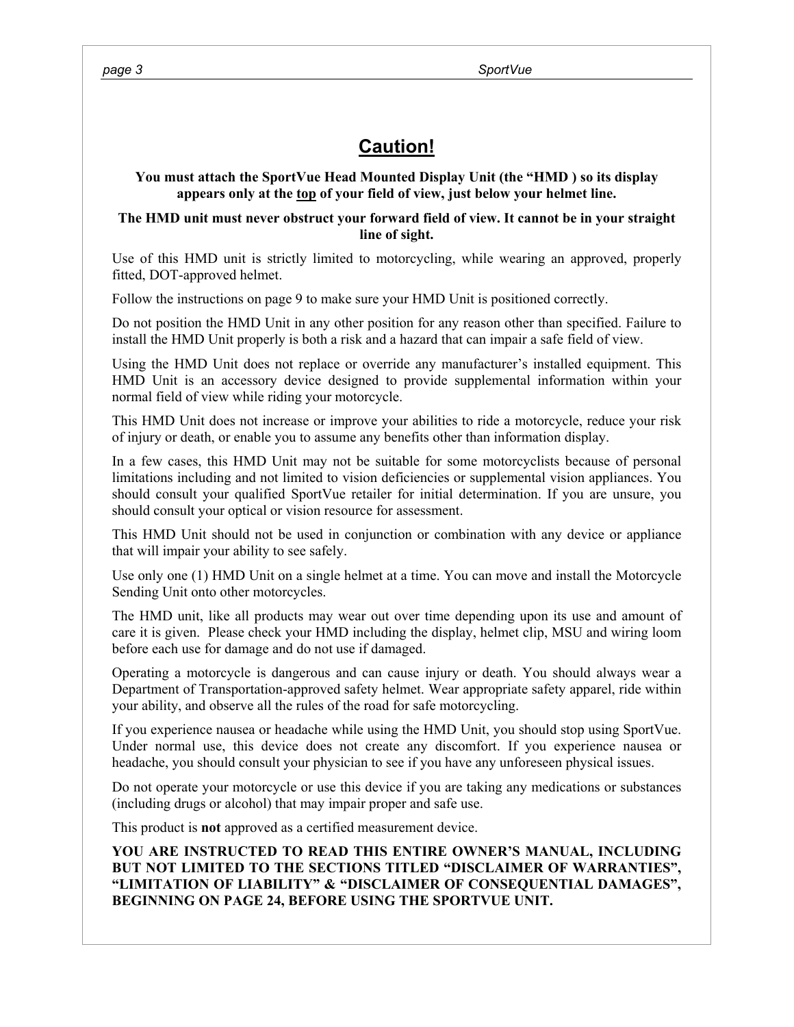# Caution!

**You must attach the SportVue Head Mounted Display Unit (the "HMD ) so its display appears only at the <u>top</u> of your field of view, just below your helmet line.**

**The HMD unit must never obstruct your forward field of view. It cannot be in your straight line of sight.**

Use of this HMD unit is strictly limited to motorcycling, while wearing an approved, properly fitted, DOT-approved helmet.

Follow the instructions on page 9 to make sure your HMD Unit is positioned correctly.

Do not position the HMD Unit in any other position for any reason other than specified. Failure to install the HMD Unit properly is both a risk and a hazard that can impair a safe field of view.

Using the HMD Unit does not replace or override any manufacturer's installed equipment. This HMD Unit is an accessory device designed to provide supplemental information within your normal field of view while riding your motorcycle.

This HMD Unit does not increase or improve your abilities to ride a motorcycle, reduce your risk of injury or death, or enable you to assume any benefits other than information display.

In a few cases, this HMD Unit may not be suitable for some motorcyclists because of personal limitations including and not limited to vision deficiencies or supplemental vision appliances. You should consult your qualified SportVue retailer for initial determination. If you are unsure, you should consult your optical or vision resource for assessment.

This HMD Unit should not be used in conjunction or combination with any device or appliance that will impair your ability to see safely.

Use only one (1) HMD Unit on a single helmet at a time. You can move and install the Motorcycle Sending Unit onto other motorcycles.

The HMD unit, like all products may wear out over time depending upon its use and amount of care it is given. Please check your HMD including the display, helmet clip, MSU and wiring loom before each use for damage and do not use if damaged.

Operating a motorcycle is dangerous and can cause injury or death. You should always wear a Department of Transportation-approved safety helmet. Wear appropriate safety apparel, ride within your ability, and observe all the rules of the road for safe motorcycling.

If you experience nausea or headache while using the HMD Unit, you should stop using SportVue. Under normal use, this device does not create any discomfort. If you experience nausea or headache, you should consult your physician to see if you have any unforeseen physical issues.

Do not operate your motorcycle or use this device if you are taking any medications or substances (including drugs or alcohol) that may impair proper and safe use.

This product is **not** approved as a certified measurement device.

**YOU ARE INSTRUCTED TO READ THIS ENTIRE OWNER'S MANUAL, INCLUDING BUT NOT LIMITED TO THE SECTIONS TITLED "DISCLAIMER OF WARRANTIES", "LIMITATION OF LIABILITY" & "DISCLAIMER OF CONSEQUENTIAL DAMAGES", BEGINNING ON PAGE 24, BEFORE USING THE SPORTVUE UNIT.**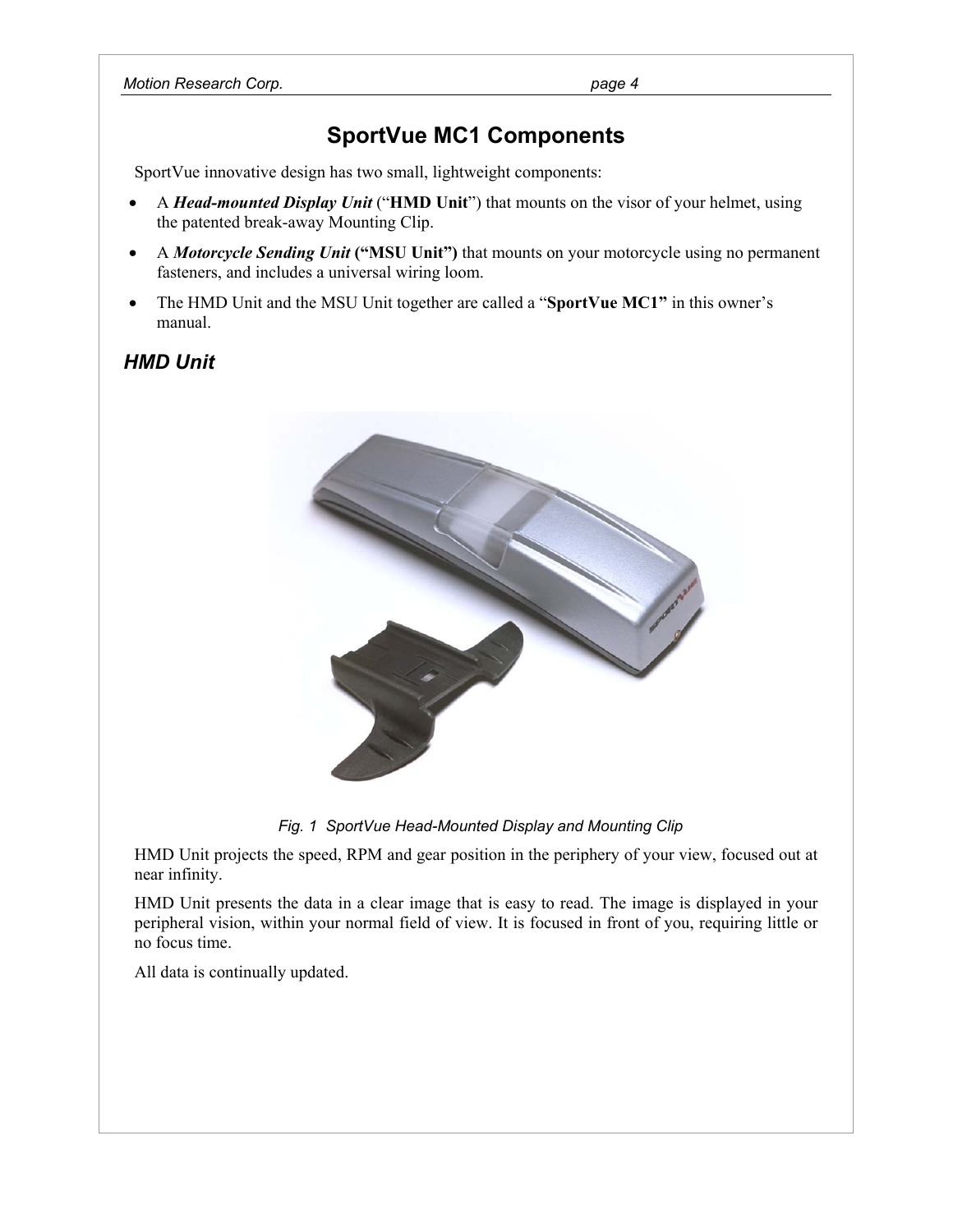# SportVue MC1 Components

SportVue innovative design has two small, lightweight components:

- A ***Head-mounted Display Unit*** ("**HMD Unit**") that mounts on the visor of your helmet, using the patented break-away Mounting Clip.
- A ***Motorcycle Sending Unit*** **("MSU Unit")** that mounts on your motorcycle using no permanent fasteners, and includes a universal wiring loom.
- The HMD Unit and the MSU Unit together are called a "**SportVue MC1"** in this owner's manual.

## HMD Unit

*Fig. 1 SportVue Head-Mounted Display and Mounting Clip*

HMD Unit projects the speed, RPM and gear position in the periphery of your view, focused out at near infinity.

HMD Unit presents the data in a clear image that is easy to read. The image is displayed in your peripheral vision, within your normal field of view. It is focused in front of you, requiring little or no focus time.

All data is continually updated.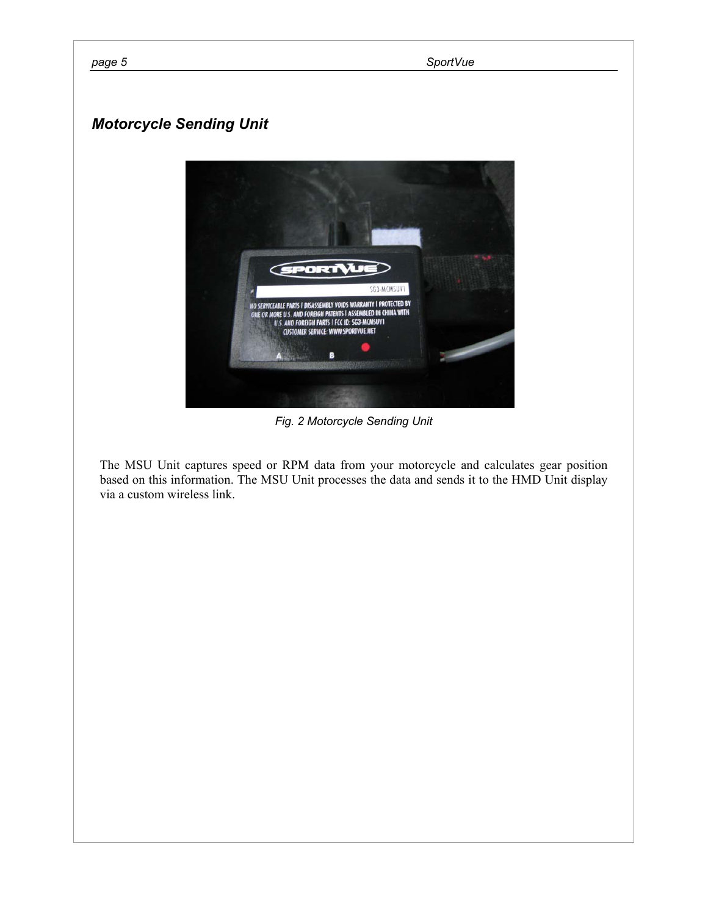## *Motorcycle Sending Unit*

*Fig. 2 Motorcycle Sending Unit*

The MSU Unit captures speed or RPM data from your motorcycle and calculates gear position based on this information. The MSU Unit processes the data and sends it to the HMD Unit display via a custom wireless link.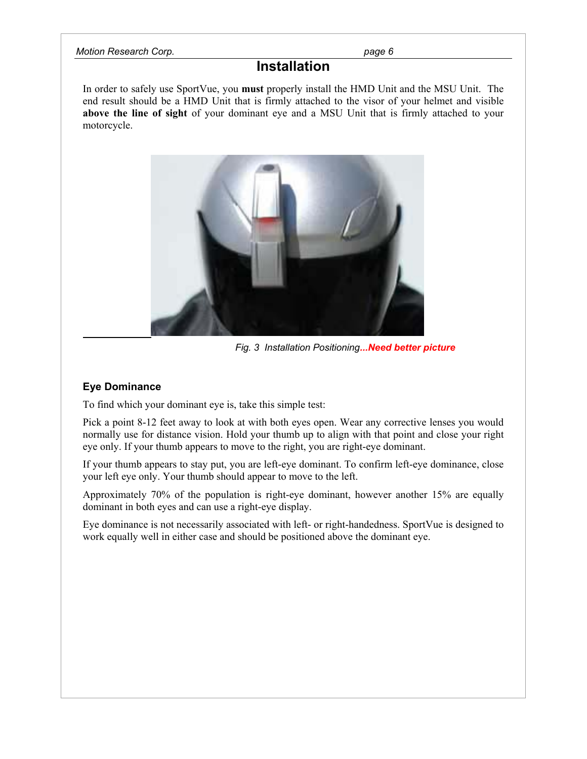# Installation

In order to safely use SportVue, you **must** properly install the HMD Unit and the MSU Unit. The end result should be a HMD Unit that is firmly attached to the visor of your helmet and visible **above the line of sight** of your dominant eye and a MSU Unit that is firmly attached to your motorcycle.

*Fig. 3 Installation Positioning**...Need better picture***

### Eye Dominance

To find which your dominant eye is, take this simple test:

Pick a point 8-12 feet away to look at with both eyes open. Wear any corrective lenses you would normally use for distance vision. Hold your thumb up to align with that point and close your right eye only. If your thumb appears to move to the right, you are right-eye dominant.

If your thumb appears to stay put, you are left-eye dominant. To confirm left-eye dominance, close your left eye only. Your thumb should appear to move to the left.

Approximately 70% of the population is right-eye dominant, however another 15% are equally dominant in both eyes and can use a right-eye display.

Eye dominance is not necessarily associated with left- or right-handedness. SportVue is designed to work equally well in either case and should be positioned above the dominant eye.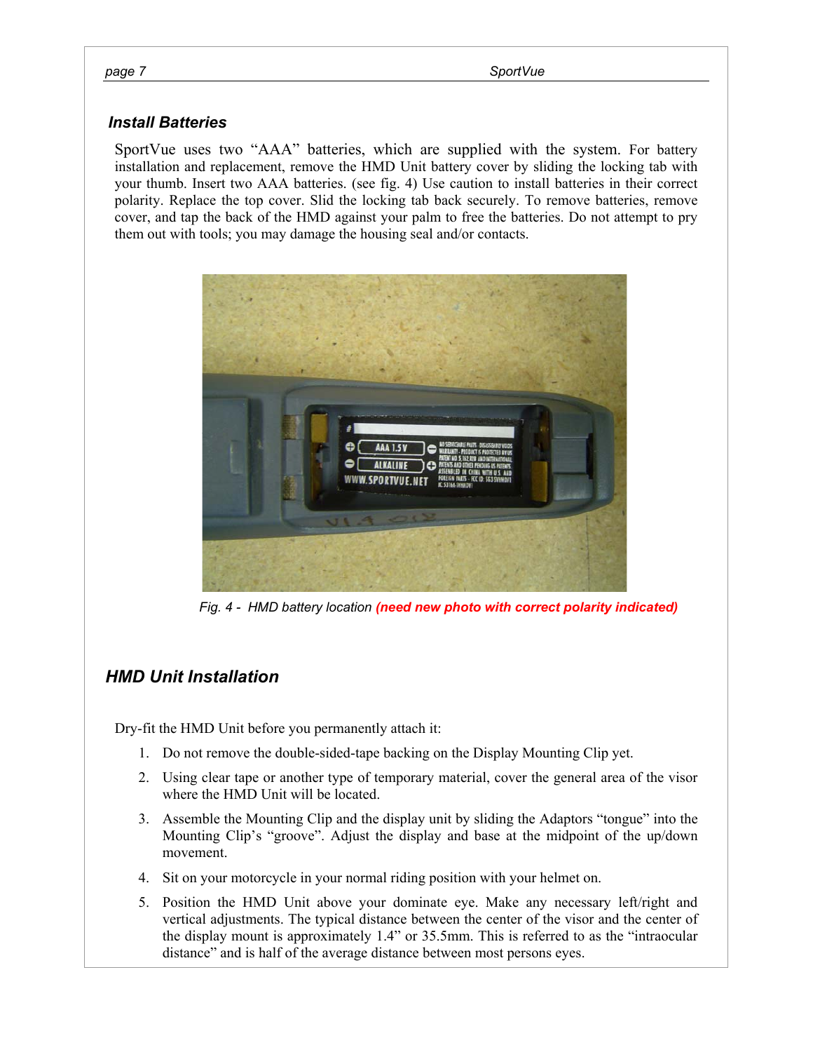### Install Batteries

SportVue uses two "AAA" batteries, which are supplied with the system. For battery installation and replacement, remove the HMD Unit battery cover by sliding the locking tab with your thumb. Insert two AAA batteries. (see fig. 4) Use caution to install batteries in their correct polarity. Replace the top cover. Slid the locking tab back securely. To remove batteries, remove cover, and tap the back of the HMD against your palm to free the batteries. Do not attempt to pry them out with tools; you may damage the housing seal and/or contacts.

*Fig. 4 - HMD battery location* ***(need new photo with correct polarity indicated)***

### HMD Unit Installation

Dry-fit the HMD Unit before you permanently attach it:

1. Do not remove the double-sided-tape backing on the Display Mounting Clip yet.
2. Using clear tape or another type of temporary material, cover the general area of the visor where the HMD Unit will be located.
3. Assemble the Mounting Clip and the display unit by sliding the Adaptors "tongue" into the Mounting Clip's "groove". Adjust the display and base at the midpoint of the up/down movement.
4. Sit on your motorcycle in your normal riding position with your helmet on.
5. Position the HMD Unit above your dominate eye. Make any necessary left/right and vertical adjustments. The typical distance between the center of the visor and the center of the display mount is approximately 1.4" or 35.5mm. This is referred to as the "intraocular distance" and is half of the average distance between most persons eyes.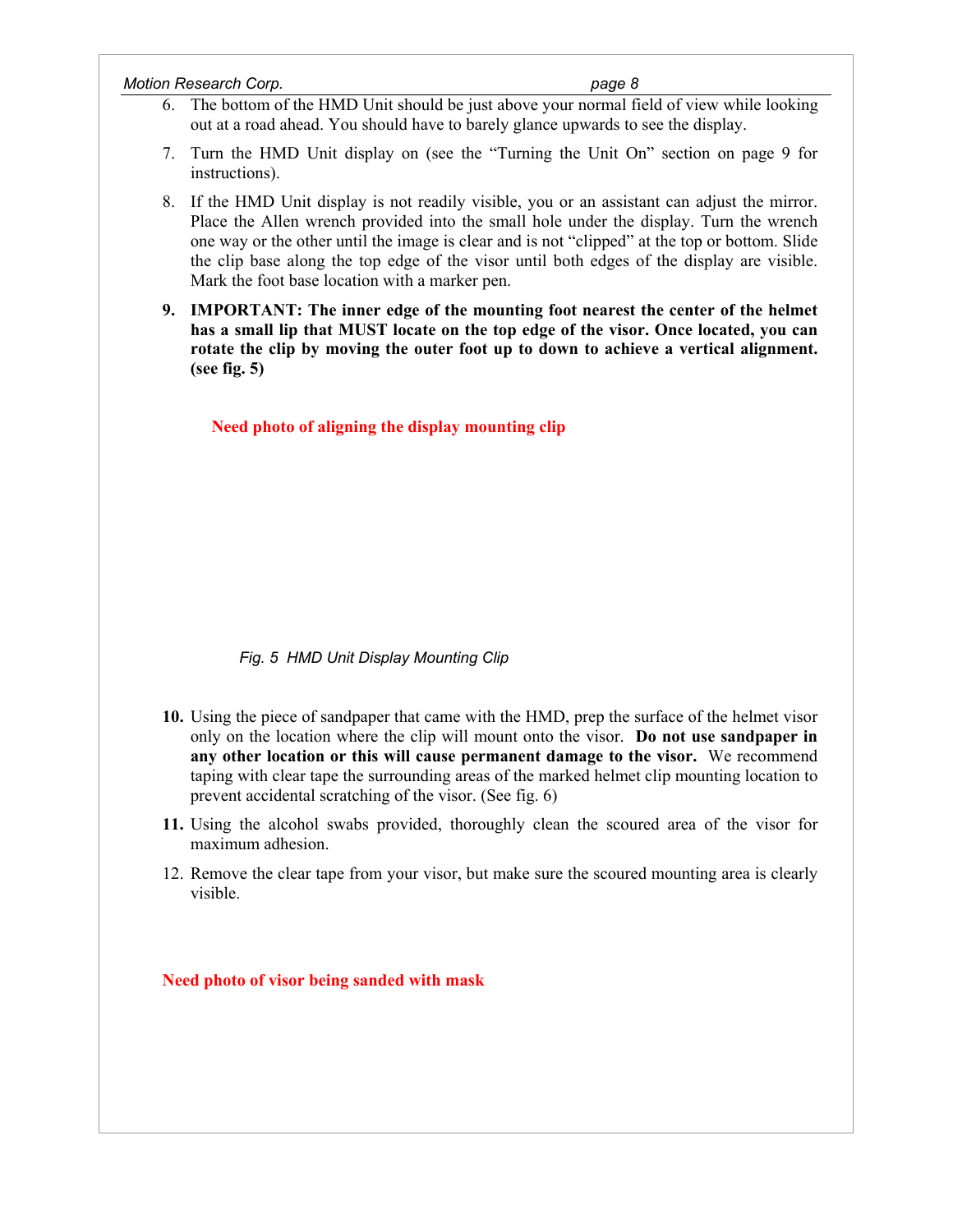6. The bottom of the HMD Unit should be just above your normal field of view while looking out at a road ahead. You should have to barely glance upwards to see the display.

7. Turn the HMD Unit display on (see the "Turning the Unit On" section on page 9 for instructions).

8. If the HMD Unit display is not readily visible, you or an assistant can adjust the mirror. Place the Allen wrench provided into the small hole under the display. Turn the wrench one way or the other until the image is clear and is not "clipped" at the top or bottom. Slide the clip base along the top edge of the visor until both edges of the display are visible. Mark the foot base location with a marker pen.

9. **IMPORTANT: The inner edge of the mounting foot nearest the center of the helmet has a small lip that MUST locate on the top edge of the visor. Once located, you can rotate the clip by moving the outer foot up to down to achieve a vertical alignment. (see fig. 5)**

**Need photo of aligning the display mounting clip**

*Fig. 5 HMD Unit Display Mounting Clip*

10. Using the piece of sandpaper that came with the HMD, prep the surface of the helmet visor only on the location where the clip will mount onto the visor. **Do not use sandpaper in any other location or this will cause permanent damage to the visor.** We recommend taping with clear tape the surrounding areas of the marked helmet clip mounting location to prevent accidental scratching of the visor. (See fig. 6)

11. Using the alcohol swabs provided, thoroughly clean the scoured area of the visor for maximum adhesion.

12. Remove the clear tape from your visor, but make sure the scoured mounting area is clearly visible.

**Need photo of visor being sanded with mask**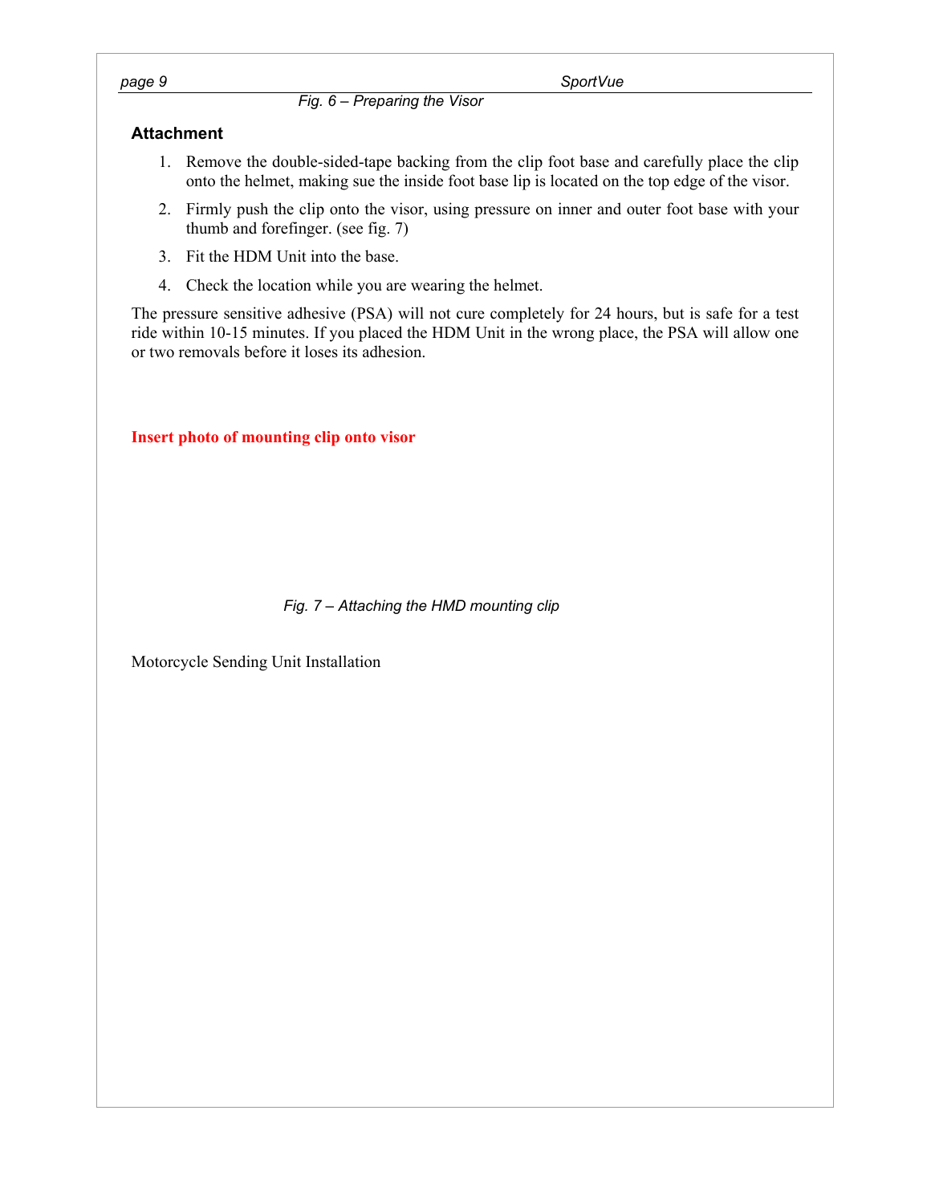*Fig. 6 – Preparing the Visor*

### Attachment

1. Remove the double-sided-tape backing from the clip foot base and carefully place the clip onto the helmet, making sue the inside foot base lip is located on the top edge of the visor.
2. Firmly push the clip onto the visor, using pressure on inner and outer foot base with your thumb and forefinger. (see fig. 7)
3. Fit the HDM Unit into the base.
4. Check the location while you are wearing the helmet.

The pressure sensitive adhesive (PSA) will not cure completely for 24 hours, but is safe for a test ride within 10-15 minutes. If you placed the HDM Unit in the wrong place, the PSA will allow one or two removals before it loses its adhesion.

**Insert photo of mounting clip onto visor**

*Fig. 7 – Attaching the HMD mounting clip*

Motorcycle Sending Unit Installation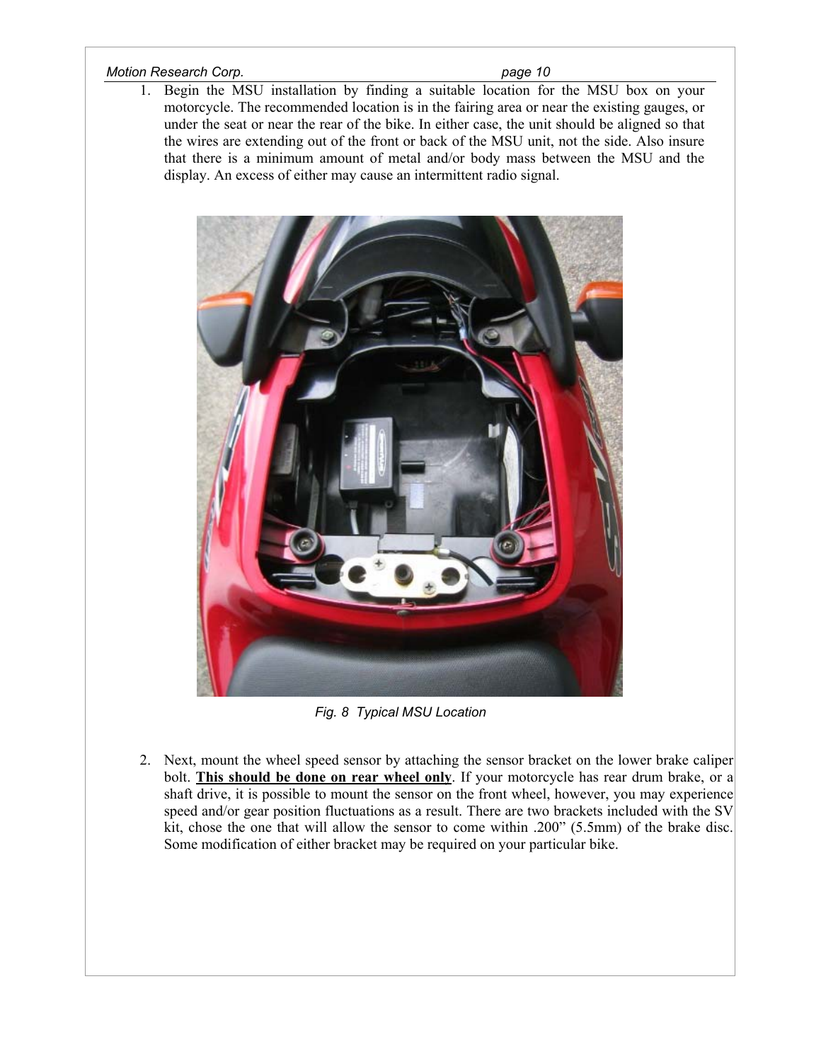1. Begin the MSU installation by finding a suitable location for the MSU box on your motorcycle. The recommended location is in the fairing area or near the existing gauges, or under the seat or near the rear of the bike. In either case, the unit should be aligned so that the wires are extending out of the front or back of the MSU unit, not the side. Also insure that there is a minimum amount of metal and/or body mass between the MSU and the display. An excess of either may cause an intermittent radio signal.

*Fig. 8 Typical MSU Location*

2. Next, mount the wheel speed sensor by attaching the sensor bracket on the lower brake caliper bolt. **<u>This should be done on rear wheel only</u>**. If your motorcycle has rear drum brake, or a shaft drive, it is possible to mount the sensor on the front wheel, however, you may experience speed and/or gear position fluctuations as a result. There are two brackets included with the SV kit, chose the one that will allow the sensor to come within .200" (5.5mm) of the brake disc. Some modification of either bracket may be required on your particular bike.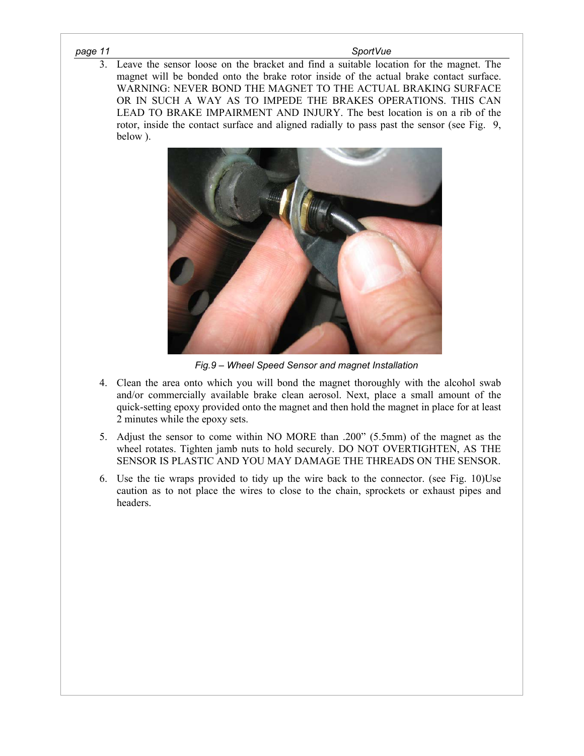3. Leave the sensor loose on the bracket and find a suitable location for the magnet. The magnet will be bonded onto the brake rotor inside of the actual brake contact surface. WARNING: NEVER BOND THE MAGNET TO THE ACTUAL BRAKING SURFACE OR IN SUCH A WAY AS TO IMPEDE THE BRAKES OPERATIONS. THIS CAN LEAD TO BRAKE IMPAIRMENT AND INJURY. The best location is on a rib of the rotor, inside the contact surface and aligned radially to pass past the sensor (see Fig. 9, below ).

*Fig.9 – Wheel Speed Sensor and magnet Installation*

4. Clean the area onto which you will bond the magnet thoroughly with the alcohol swab and/or commercially available brake clean aerosol. Next, place a small amount of the quick-setting epoxy provided onto the magnet and then hold the magnet in place for at least 2 minutes while the epoxy sets.

5. Adjust the sensor to come within NO MORE than .200" (5.5mm) of the magnet as the wheel rotates. Tighten jamb nuts to hold securely. DO NOT OVERTIGHTEN, AS THE SENSOR IS PLASTIC AND YOU MAY DAMAGE THE THREADS ON THE SENSOR.

6. Use the tie wraps provided to tidy up the wire back to the connector. (see Fig. 10)Use caution as to not place the wires to close to the chain, sprockets or exhaust pipes and headers.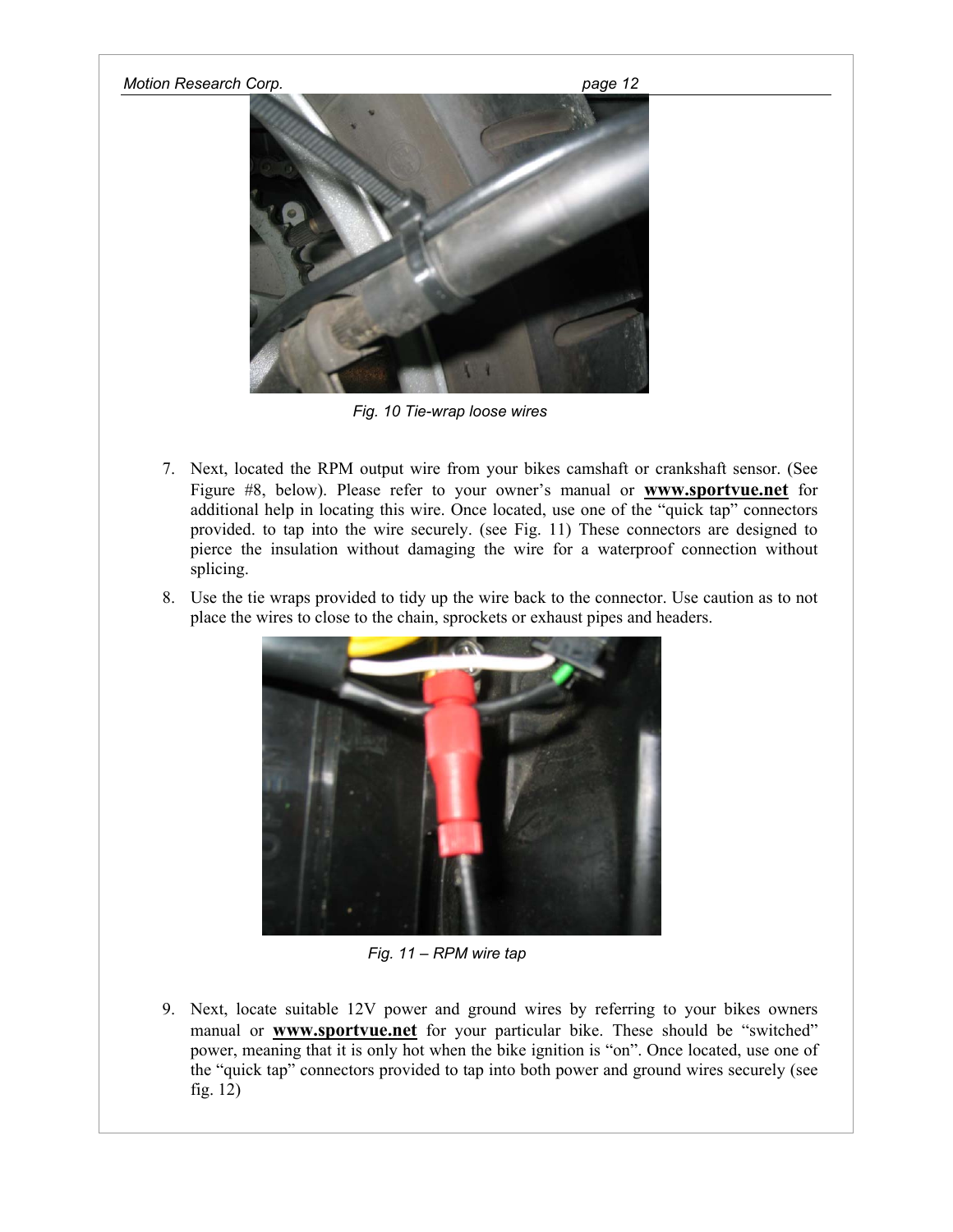Fig. 10 Tie-wrap loose wires

7. Next, located the RPM output wire from your bikes camshaft or crankshaft sensor. (See Figure #8, below). Please refer to your owner's manual or **www.sportvue.net** for additional help in locating this wire. Once located, use one of the "quick tap" connectors provided. to tap into the wire securely. (see Fig. 11) These connectors are designed to pierce the insulation without damaging the wire for a waterproof connection without splicing.

8. Use the tie wraps provided to tidy up the wire back to the connector. Use caution as to not place the wires to close to the chain, sprockets or exhaust pipes and headers.

Fig. 11 – RPM wire tap

9. Next, locate suitable 12V power and ground wires by referring to your bikes owners manual or **www.sportvue.net** for your particular bike. These should be "switched" power, meaning that it is only hot when the bike ignition is "on". Once located, use one of the "quick tap" connectors provided to tap into both power and ground wires securely (see fig. 12)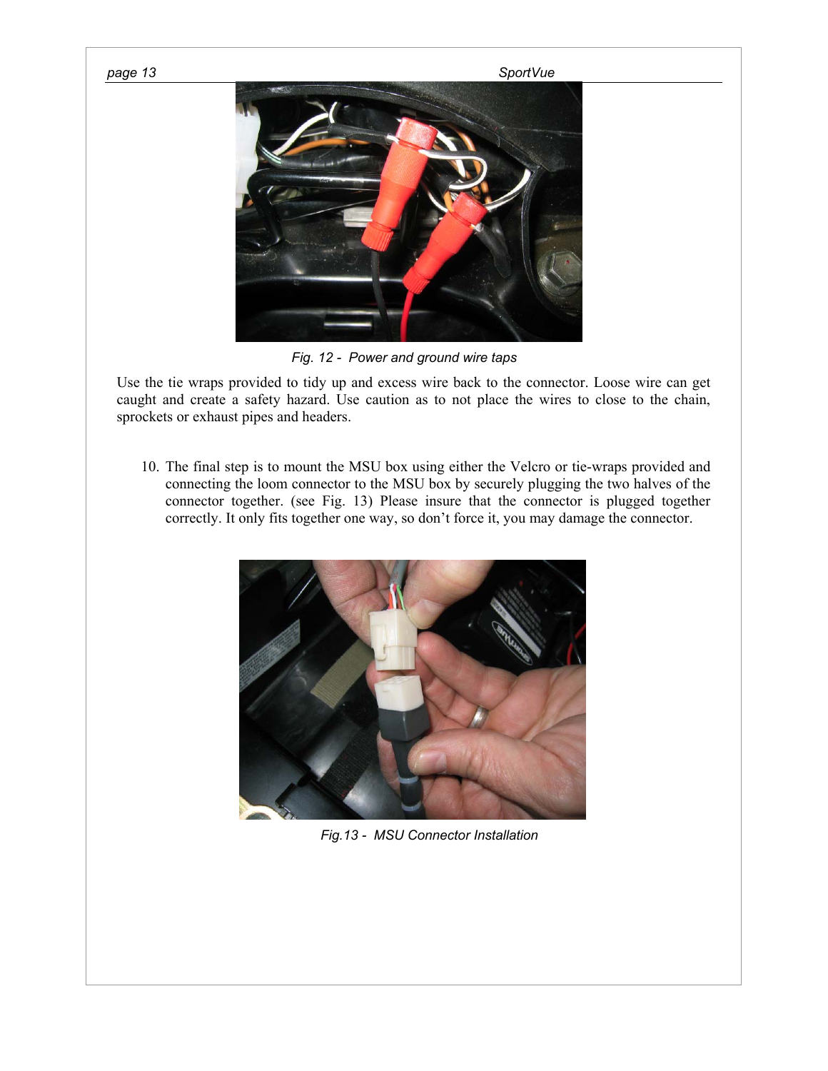*Fig. 12 - Power and ground wire taps*

Use the tie wraps provided to tidy up and excess wire back to the connector. Loose wire can get caught and create a safety hazard. Use caution as to not place the wires to close to the chain, sprockets or exhaust pipes and headers.

10. The final step is to mount the MSU box using either the Velcro or tie-wraps provided and connecting the loom connector to the MSU box by securely plugging the two halves of the connector together. (see Fig. 13) Please insure that the connector is plugged together correctly. It only fits together one way, so don't force it, you may damage the connector.

*Fig.13 - MSU Connector Installation*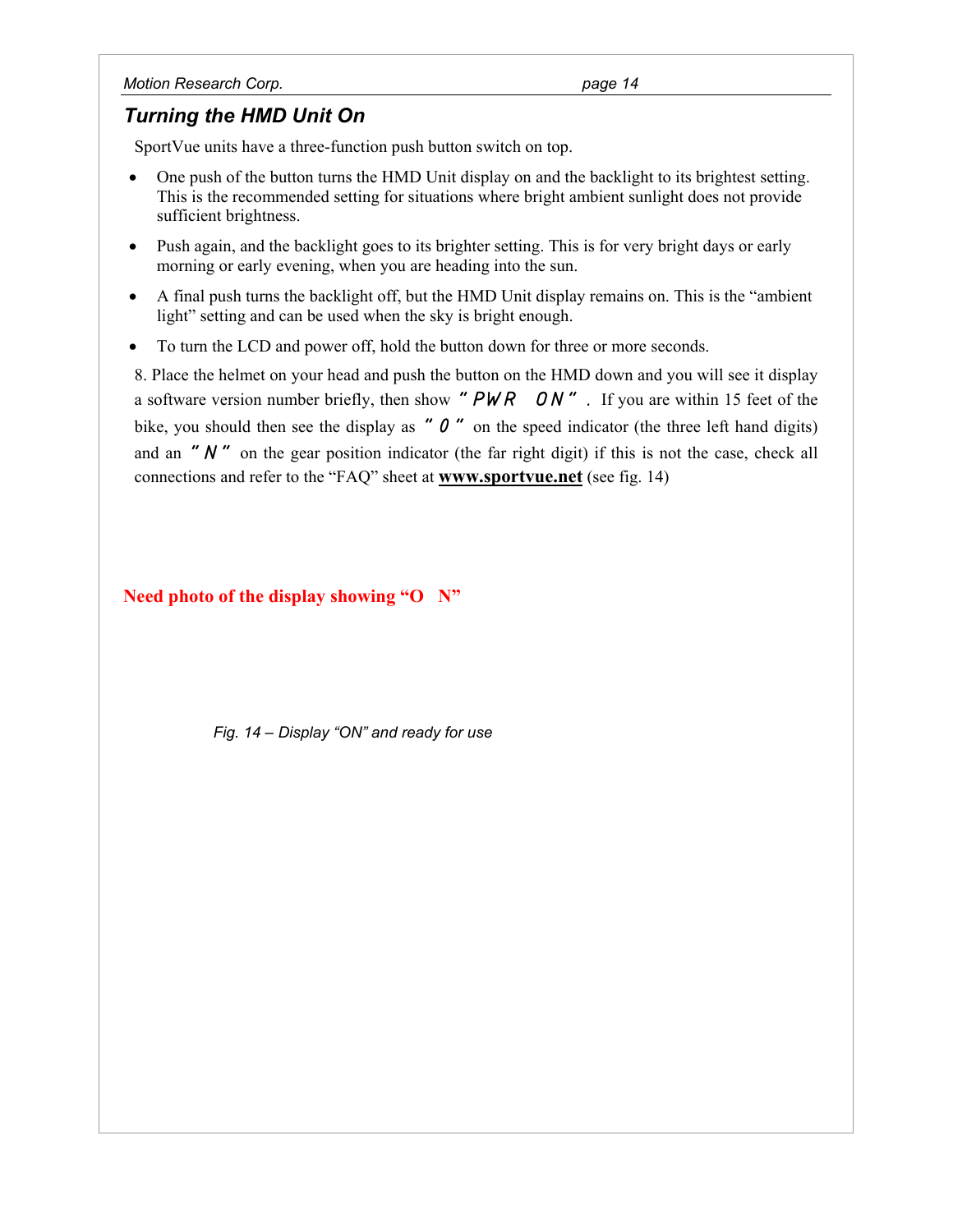## *Turning the HMD Unit On*

SportVue units have a three-function push button switch on top.

- One push of the button turns the HMD Unit display on and the backlight to its brightest setting. This is the recommended setting for situations where bright ambient sunlight does not provide sufficient brightness.
- Push again, and the backlight goes to its brighter setting. This is for very bright days or early morning or early evening, when you are heading into the sun.
- A final push turns the backlight off, but the HMD Unit display remains on. This is the "ambient light" setting and can be used when the sky is bright enough.
- To turn the LCD and power off, hold the button down for three or more seconds.

8. Place the helmet on your head and push the button on the HMD down and you will see it display a software version number briefly, then show *"PWR ON"*. If you are within 15 feet of the bike, you should then see the display as *"0"* on the speed indicator (the three left hand digits) and an *"N"* on the gear position indicator (the far right digit) if this is not the case, check all connections and refer to the "FAQ" sheet at **www.sportvue.net** (see fig. 14)

**Need photo of the display showing "O N"**

*Fig. 14 – Display "ON" and ready for use*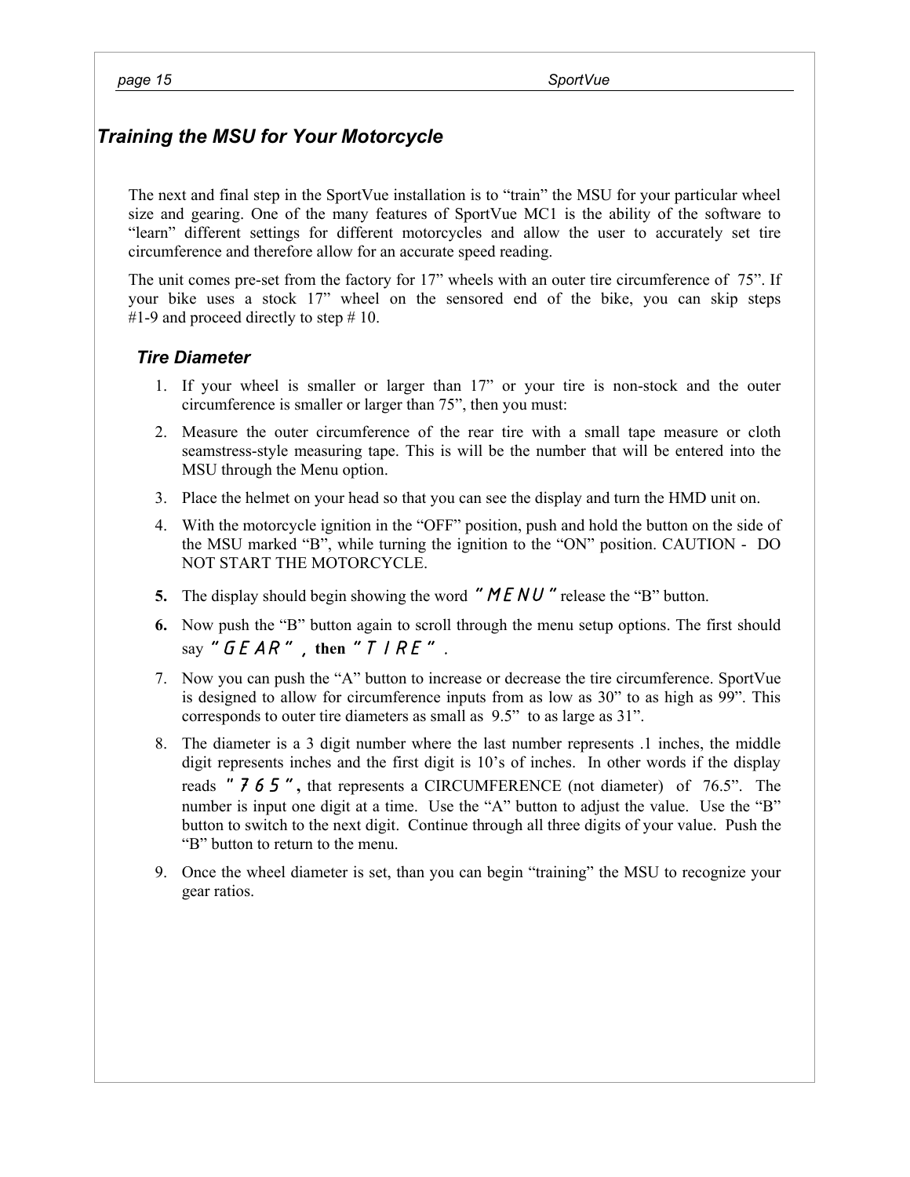## Training the MSU for Your Motorcycle

The next and final step in the SportVue installation is to "train" the MSU for your particular wheel size and gearing. One of the many features of SportVue MC1 is the ability of the software to "learn" different settings for different motorcycles and allow the user to accurately set tire circumference and therefore allow for an accurate speed reading.

The unit comes pre-set from the factory for 17" wheels with an outer tire circumference of 75". If your bike uses a stock 17" wheel on the sensored end of the bike, you can skip steps #1-9 and proceed directly to step # 10.

### Tire Diameter

1. If your wheel is smaller or larger than 17" or your tire is non-stock and the outer circumference is smaller or larger than 75", then you must:
2. Measure the outer circumference of the rear tire with a small tape measure or cloth seamstress-style measuring tape. This is will be the number that will be entered into the MSU through the Menu option.
3. Place the helmet on your head so that you can see the display and turn the HMD unit on.
4. With the motorcycle ignition in the "OFF" position, push and hold the button on the side of the MSU marked "B", while turning the ignition to the "ON" position. CAUTION - DO NOT START THE MOTORCYCLE.
5. **The display should begin showing the word "MENU" release the "B" button.**
6. **Now push the "B" button again to scroll through the menu setup options. The first should say "GEAR", then "TIRE".**
7. Now you can push the "A" button to increase or decrease the tire circumference. SportVue is designed to allow for circumference inputs from as low as 30" to as high as 99". This corresponds to outer tire diameters as small as 9.5" to as large as 31".
8. The diameter is a 3 digit number where the last number represents .1 inches, the middle digit represents inches and the first digit is 10's of inches. In other words if the display reads "765", that represents a CIRCUMFERENCE (not diameter) of 76.5". The number is input one digit at a time. Use the "A" button to adjust the value. Use the "B" button to switch to the next digit. Continue through all three digits of your value. Push the "B" button to return to the menu.
9. Once the wheel diameter is set, than you can begin "training" the MSU to recognize your gear ratios.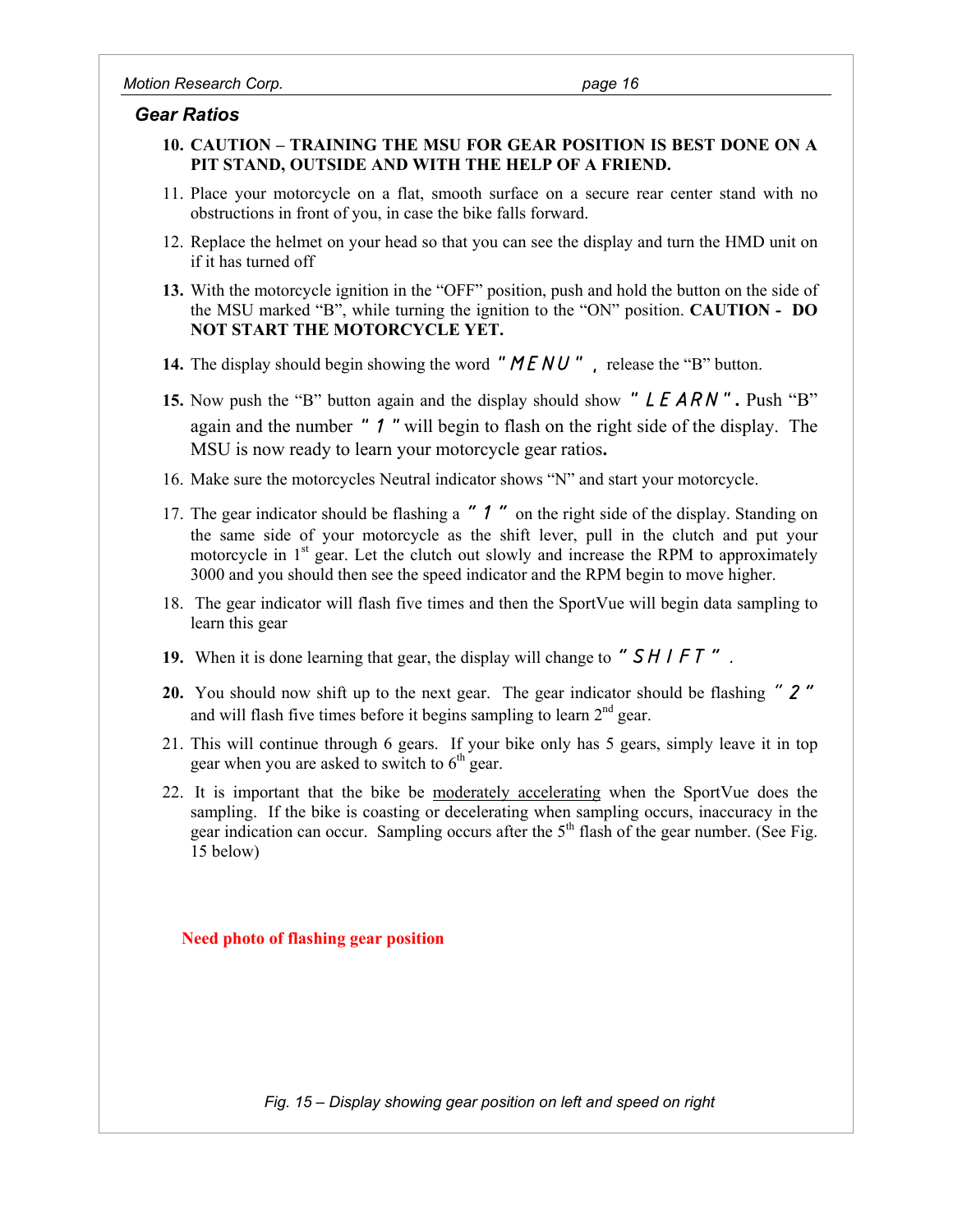## Gear Ratios

10. **CAUTION – TRAINING THE MSU FOR GEAR POSITION IS BEST DONE ON A PIT STAND, OUTSIDE AND WITH THE HELP OF A FRIEND.**
11. Place your motorcycle on a flat, smooth surface on a secure rear center stand with no obstructions in front of you, in case the bike falls forward.
12. Replace the helmet on your head so that you can see the display and turn the HMD unit on if it has turned off
13. With the motorcycle ignition in the "OFF" position, push and hold the button on the side of the MSU marked "B", while turning the ignition to the "ON" position. **CAUTION - DO NOT START THE MOTORCYCLE YET.**
14. The display should begin showing the word *"MENU"*, release the "B" button.
15. Now push the "B" button again and the display should show *"LEARN"*. Push "B" again and the number *"1"* will begin to flash on the right side of the display. The MSU is now ready to learn your motorcycle gear ratios**.**
16. Make sure the motorcycles Neutral indicator shows "N" and start your motorcycle.
17. The gear indicator should be flashing a *"1"* on the right side of the display. Standing on the same side of your motorcycle as the shift lever, pull in the clutch and put your motorcycle in 1st gear. Let the clutch out slowly and increase the RPM to approximately 3000 and you should then see the speed indicator and the RPM begin to move higher.
18. The gear indicator will flash five times and then the SportVue will begin data sampling to learn this gear
19. When it is done learning that gear, the display will change to *"SHIFT"*.
20. You should now shift up to the next gear. The gear indicator should be flashing *"2"* and will flash five times before it begins sampling to learn 2nd gear.
21. This will continue through 6 gears. If your bike only has 5 gears, simply leave it in top gear when you are asked to switch to 6th gear.
22. It is important that the bike be moderately accelerating when the SportVue does the sampling. If the bike is coasting or decelerating when sampling occurs, inaccuracy in the gear indication can occur. Sampling occurs after the 5th flash of the gear number. (See Fig. 15 below)

**Need photo of flashing gear position**

*Fig. 15 – Display showing gear position on left and speed on right*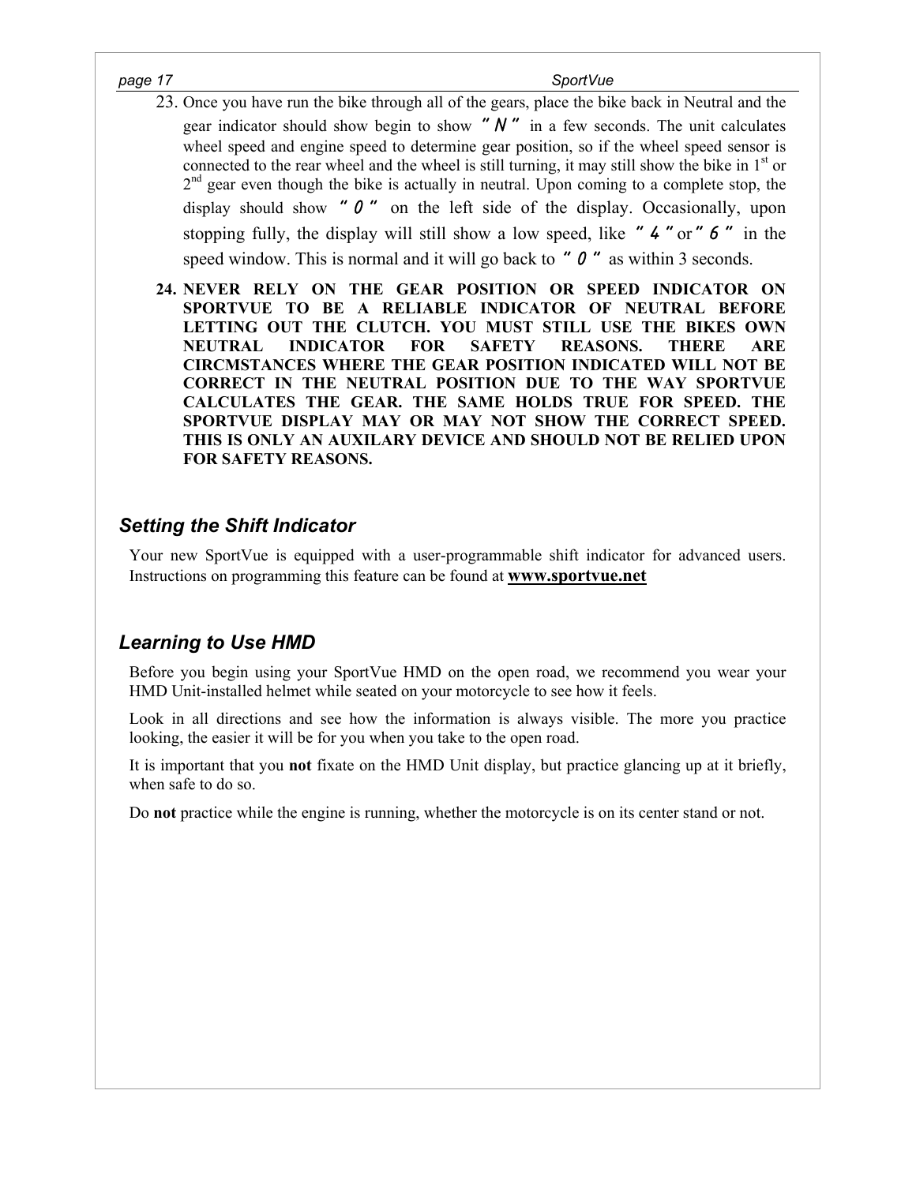23. Once you have run the bike through all of the gears, place the bike back in Neutral and the gear indicator should show begin to show "N" in a few seconds. The unit calculates wheel speed and engine speed to determine gear position, so if the wheel speed sensor is connected to the rear wheel and the wheel is still turning, it may still show the bike in 1st or 2nd gear even though the bike is actually in neutral. Upon coming to a complete stop, the display should show "0" on the left side of the display. Occasionally, upon stopping fully, the display will still show a low speed, like "4" or "6" in the speed window. This is normal and it will go back to "0" as within 3 seconds.

24. **NEVER RELY ON THE GEAR POSITION OR SPEED INDICATOR ON SPORTVUE TO BE A RELIABLE INDICATOR OF NEUTRAL BEFORE LETTING OUT THE CLUTCH. YOU MUST STILL USE THE BIKES OWN NEUTRAL INDICATOR FOR SAFETY REASONS. THERE ARE CIRCMSTANCES WHERE THE GEAR POSITION INDICATED WILL NOT BE CORRECT IN THE NEUTRAL POSITION DUE TO THE WAY SPORTVUE CALCULATES THE GEAR. THE SAME HOLDS TRUE FOR SPEED. THE SPORTVUE DISPLAY MAY OR MAY NOT SHOW THE CORRECT SPEED. THIS IS ONLY AN AUXILARY DEVICE AND SHOULD NOT BE RELIED UPON FOR SAFETY REASONS.**

## *Setting the Shift Indicator*

Your new SportVue is equipped with a user-programmable shift indicator for advanced users. Instructions on programming this feature can be found at **www.sportvue.net**

## *Learning to Use HMD*

Before you begin using your SportVue HMD on the open road, we recommend you wear your HMD Unit-installed helmet while seated on your motorcycle to see how it feels.

Look in all directions and see how the information is always visible. The more you practice looking, the easier it will be for you when you take to the open road.

It is important that you **not** fixate on the HMD Unit display, but practice glancing up at it briefly, when safe to do so.

Do **not** practice while the engine is running, whether the motorcycle is on its center stand or not.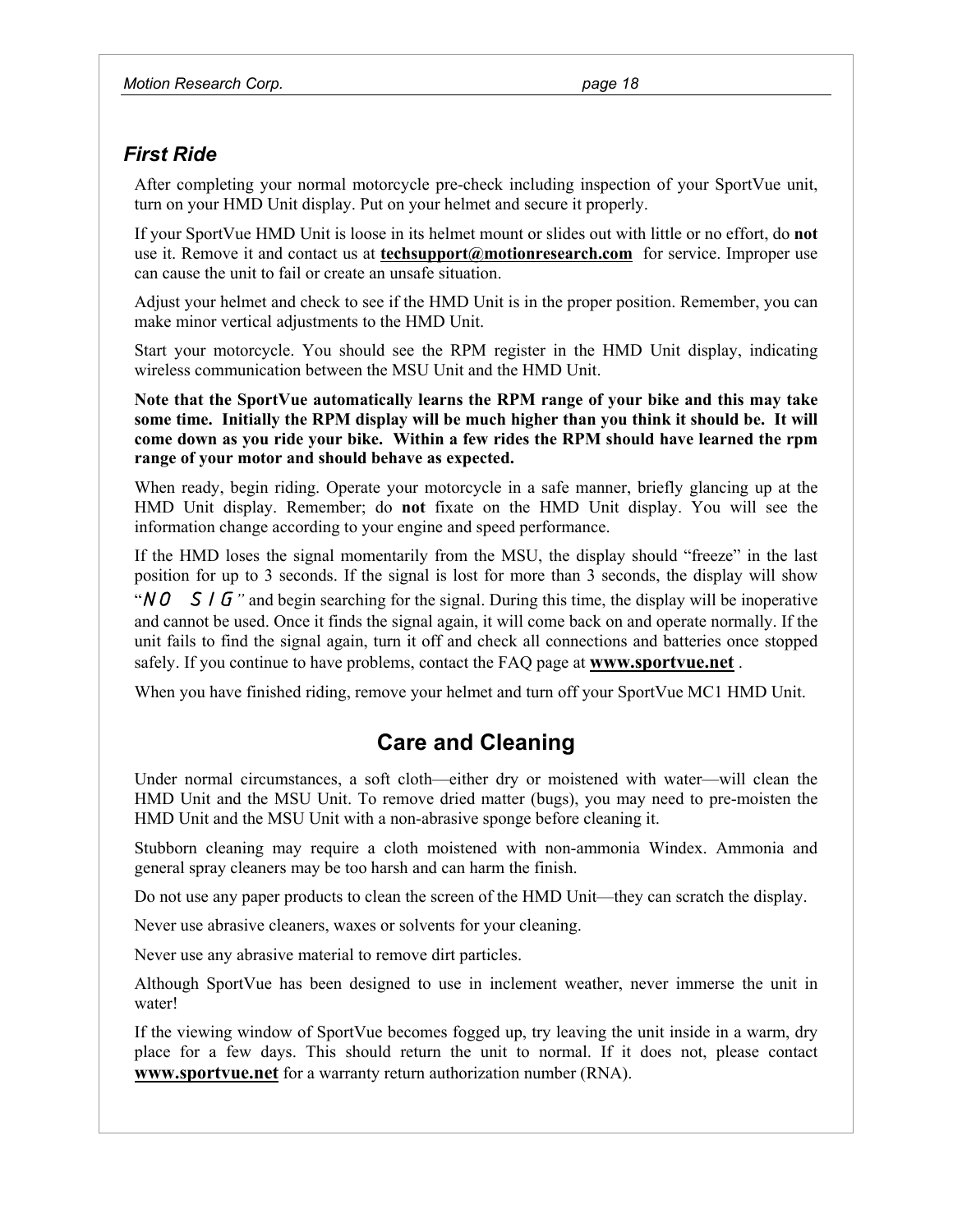### *First Ride*

After completing your normal motorcycle pre-check including inspection of your SportVue unit, turn on your HMD Unit display. Put on your helmet and secure it properly.

If your SportVue HMD Unit is loose in its helmet mount or slides out with little or no effort, do **not** use it. Remove it and contact us at **techsupport@motionresearch.com** for service. Improper use can cause the unit to fail or create an unsafe situation.

Adjust your helmet and check to see if the HMD Unit is in the proper position. Remember, you can make minor vertical adjustments to the HMD Unit.

Start your motorcycle. You should see the RPM register in the HMD Unit display, indicating wireless communication between the MSU Unit and the HMD Unit.

**Note that the SportVue automatically learns the RPM range of your bike and this may take some time. Initially the RPM display will be much higher than you think it should be. It will come down as you ride your bike. Within a few rides the RPM should have learned the rpm range of your motor and should behave as expected.**

When ready, begin riding. Operate your motorcycle in a safe manner, briefly glancing up at the HMD Unit display. Remember; do **not** fixate on the HMD Unit display. You will see the information change according to your engine and speed performance.

If the HMD loses the signal momentarily from the MSU, the display should "freeze" in the last position for up to 3 seconds. If the signal is lost for more than 3 seconds, the display will show "*NO SIG*" and begin searching for the signal. During this time, the display will be inoperative and cannot be used. Once it finds the signal again, it will come back on and operate normally. If the unit fails to find the signal again, turn it off and check all connections and batteries once stopped safely. If you continue to have problems, contact the FAQ page at **www.sportvue.net** .

When you have finished riding, remove your helmet and turn off your SportVue MC1 HMD Unit.

## Care and Cleaning

Under normal circumstances, a soft cloth—either dry or moistened with water—will clean the HMD Unit and the MSU Unit. To remove dried matter (bugs), you may need to pre-moisten the HMD Unit and the MSU Unit with a non-abrasive sponge before cleaning it.

Stubborn cleaning may require a cloth moistened with non-ammonia Windex. Ammonia and general spray cleaners may be too harsh and can harm the finish.

Do not use any paper products to clean the screen of the HMD Unit—they can scratch the display.

Never use abrasive cleaners, waxes or solvents for your cleaning.

Never use any abrasive material to remove dirt particles.

Although SportVue has been designed to use in inclement weather, never immerse the unit in water!

If the viewing window of SportVue becomes fogged up, try leaving the unit inside in a warm, dry place for a few days. This should return the unit to normal. If it does not, please contact **www.sportvue.net** for a warranty return authorization number (RNA).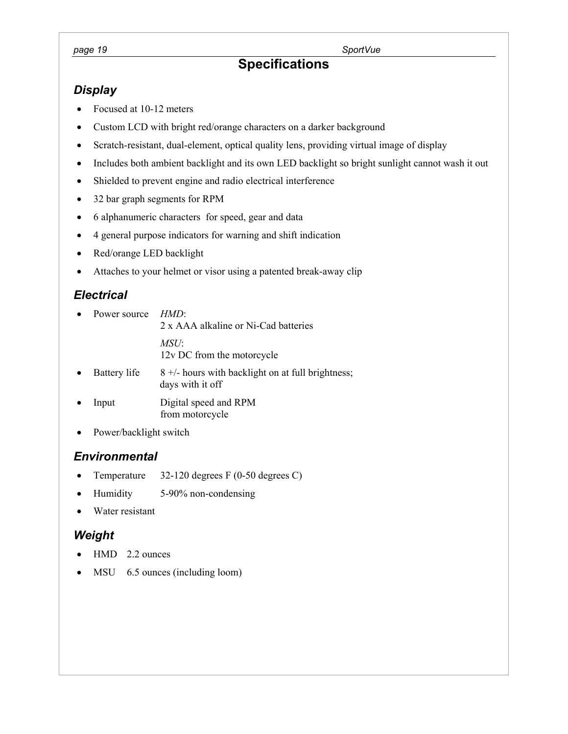# Specifications

## *Display*

- Focused at 10-12 meters
- Custom LCD with bright red/orange characters on a darker background
- Scratch-resistant, dual-element, optical quality lens, providing virtual image of display
- Includes both ambient backlight and its own LED backlight so bright sunlight cannot wash it out
- Shielded to prevent engine and radio electrical interference
- 32 bar graph segments for RPM
- 6 alphanumeric characters for speed, gear and data
- 4 general purpose indicators for warning and shift indication
- Red/orange LED backlight
- Attaches to your helmet or visor using a patented break-away clip

## *Electrical*

- Power source *HMD*:
  2 x AAA alkaline or Ni-Cad batteries

  *MSU*:
  12v DC from the motorcycle
- Battery life 8 +/- hours with backlight on at full brightness; days with it off
- Input Digital speed and RPM from motorcycle
- Power/backlight switch

## *Environmental*

- Temperature 32-120 degrees F (0-50 degrees C)
- Humidity 5-90% non-condensing
- Water resistant

## *Weight*

- HMD 2.2 ounces
- MSU 6.5 ounces (including loom)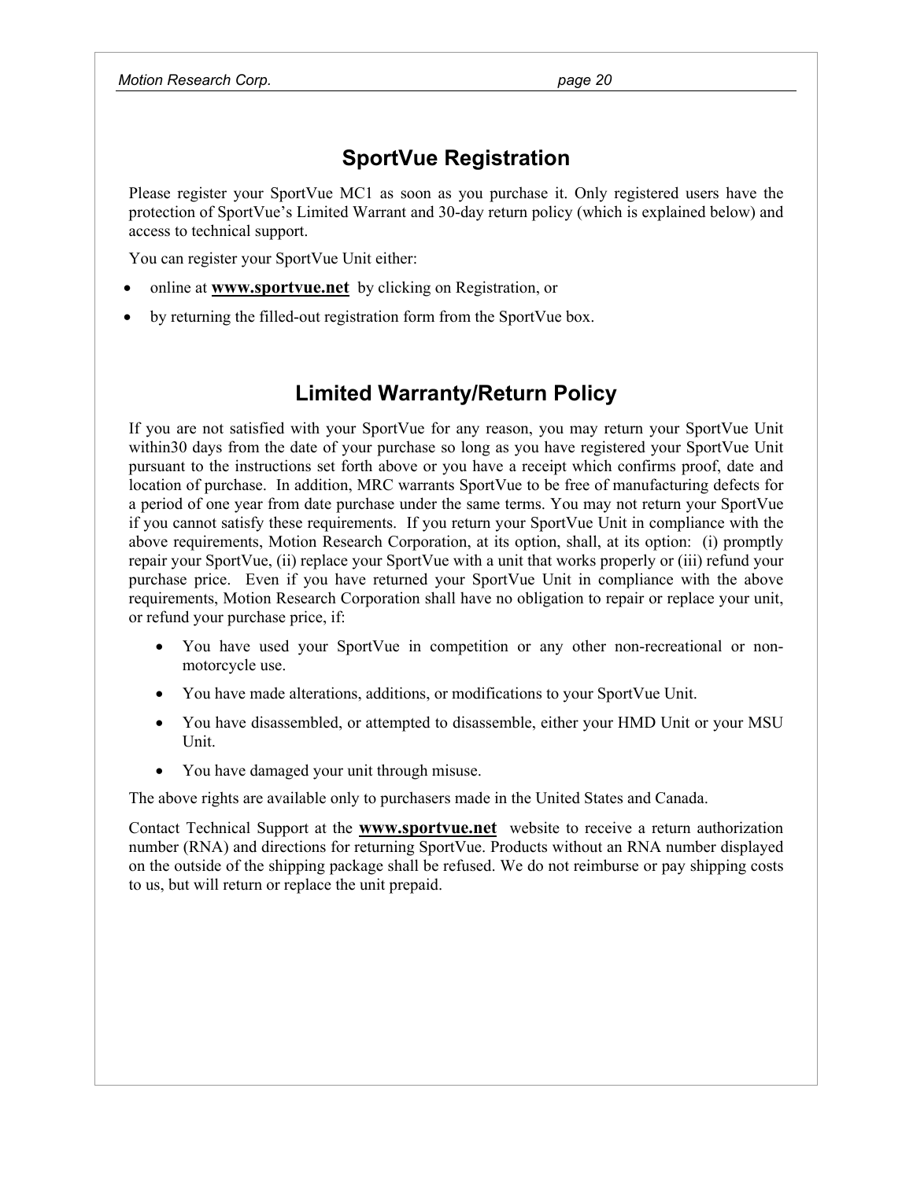## SportVue Registration

Please register your SportVue MC1 as soon as you purchase it. Only registered users have the protection of SportVue's Limited Warrant and 30-day return policy (which is explained below) and access to technical support.

You can register your SportVue Unit either:

- online at **www.sportvue.net** by clicking on Registration, or
- by returning the filled-out registration form from the SportVue box.

## Limited Warranty/Return Policy

If you are not satisfied with your SportVue for any reason, you may return your SportVue Unit within30 days from the date of your purchase so long as you have registered your SportVue Unit pursuant to the instructions set forth above or you have a receipt which confirms proof, date and location of purchase. In addition, MRC warrants SportVue to be free of manufacturing defects for a period of one year from date purchase under the same terms. You may not return your SportVue if you cannot satisfy these requirements. If you return your SportVue Unit in compliance with the above requirements, Motion Research Corporation, at its option, shall, at its option: (i) promptly repair your SportVue, (ii) replace your SportVue with a unit that works properly or (iii) refund your purchase price. Even if you have returned your SportVue Unit in compliance with the above requirements, Motion Research Corporation shall have no obligation to repair or replace your unit, or refund your purchase price, if:

- You have used your SportVue in competition or any other non-recreational or non-motorcycle use.
- You have made alterations, additions, or modifications to your SportVue Unit.
- You have disassembled, or attempted to disassemble, either your HMD Unit or your MSU Unit.
- You have damaged your unit through misuse.

The above rights are available only to purchasers made in the United States and Canada.

Contact Technical Support at the **www.sportvue.net** website to receive a return authorization number (RNA) and directions for returning SportVue. Products without an RNA number displayed on the outside of the shipping package shall be refused. We do not reimburse or pay shipping costs to us, but will return or replace the unit prepaid.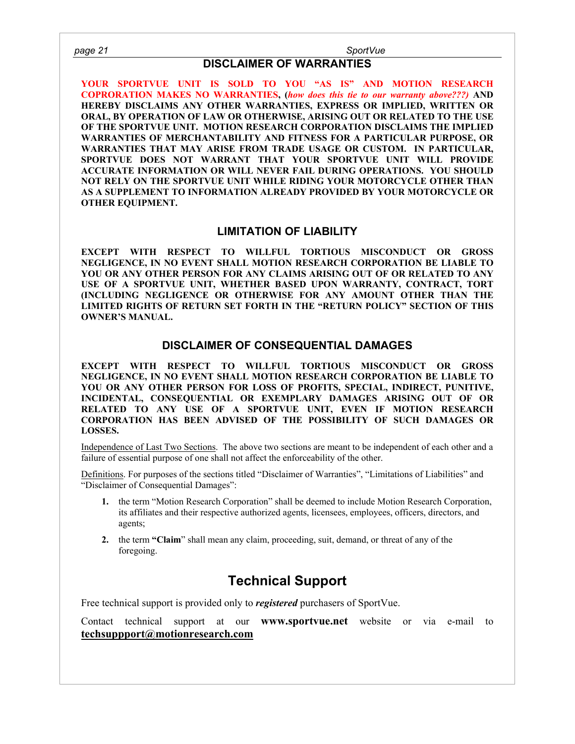## DISCLAIMER OF WARRANTIES

**YOUR SPORTVUE UNIT IS SOLD TO YOU "AS IS" AND MOTION RESEARCH COPRORATION MAKES NO WARRANTIES, (*how does this tie to our warranty above???)* AND HEREBY DISCLAIMS ANY OTHER WARRANTIES, EXPRESS OR IMPLIED, WRITTEN OR ORAL, BY OPERATION OF LAW OR OTHERWISE, ARISING OUT OR RELATED TO THE USE OF THE SPORTVUE UNIT. MOTION RESEARCH CORPORATION DISCLAIMS THE IMPLIED WARRANTIES OF MERCHANTABILITY AND FITNESS FOR A PARTICULAR PURPOSE, OR WARRANTIES THAT MAY ARISE FROM TRADE USAGE OR CUSTOM. IN PARTICULAR, SPORTVUE DOES NOT WARRANT THAT YOUR SPORTVUE UNIT WILL PROVIDE ACCURATE INFORMATION OR WILL NEVER FAIL DURING OPERATIONS. YOU SHOULD NOT RELY ON THE SPORTVUE UNIT WHILE RIDING YOUR MOTORCYCLE OTHER THAN AS A SUPPLEMENT TO INFORMATION ALREADY PROVIDED BY YOUR MOTORCYCLE OR OTHER EQUIPMENT.**

## LIMITATION OF LIABILITY

**EXCEPT WITH RESPECT TO WILLFUL TORTIOUS MISCONDUCT OR GROSS NEGLIGENCE, IN NO EVENT SHALL MOTION RESEARCH CORPORATION BE LIABLE TO YOU OR ANY OTHER PERSON FOR ANY CLAIMS ARISING OUT OF OR RELATED TO ANY USE OF A SPORTVUE UNIT, WHETHER BASED UPON WARRANTY, CONTRACT, TORT (INCLUDING NEGLIGENCE OR OTHERWISE FOR ANY AMOUNT OTHER THAN THE LIMITED RIGHTS OF RETURN SET FORTH IN THE "RETURN POLICY" SECTION OF THIS OWNER'S MANUAL.**

## DISCLAIMER OF CONSEQUENTIAL DAMAGES

**EXCEPT WITH RESPECT TO WILLFUL TORTIOUS MISCONDUCT OR GROSS NEGLIGENCE, IN NO EVENT SHALL MOTION RESEARCH CORPORATION BE LIABLE TO YOU OR ANY OTHER PERSON FOR LOSS OF PROFITS, SPECIAL, INDIRECT, PUNITIVE, INCIDENTAL, CONSEQUENTIAL OR EXEMPLARY DAMAGES ARISING OUT OF OR RELATED TO ANY USE OF A SPORTVUE UNIT, EVEN IF MOTION RESEARCH CORPORATION HAS BEEN ADVISED OF THE POSSIBILITY OF SUCH DAMAGES OR LOSSES.**

Independence of Last Two Sections. The above two sections are meant to be independent of each other and a failure of essential purpose of one shall not affect the enforceability of the other.

Definitions. For purposes of the sections titled "Disclaimer of Warranties", "Limitations of Liabilities" and "Disclaimer of Consequential Damages":

1. the term "Motion Research Corporation" shall be deemed to include Motion Research Corporation, its affiliates and their respective authorized agents, licensees, employees, officers, directors, and agents;
2. the term **"Claim"** shall mean any claim, proceeding, suit, demand, or threat of any of the foregoing.

# Technical Support

Free technical support is provided only to ***registered*** purchasers of SportVue.

Contact technical support at our **www.sportvue.net** website or via e-mail to **techsuppport@motionresearch.com**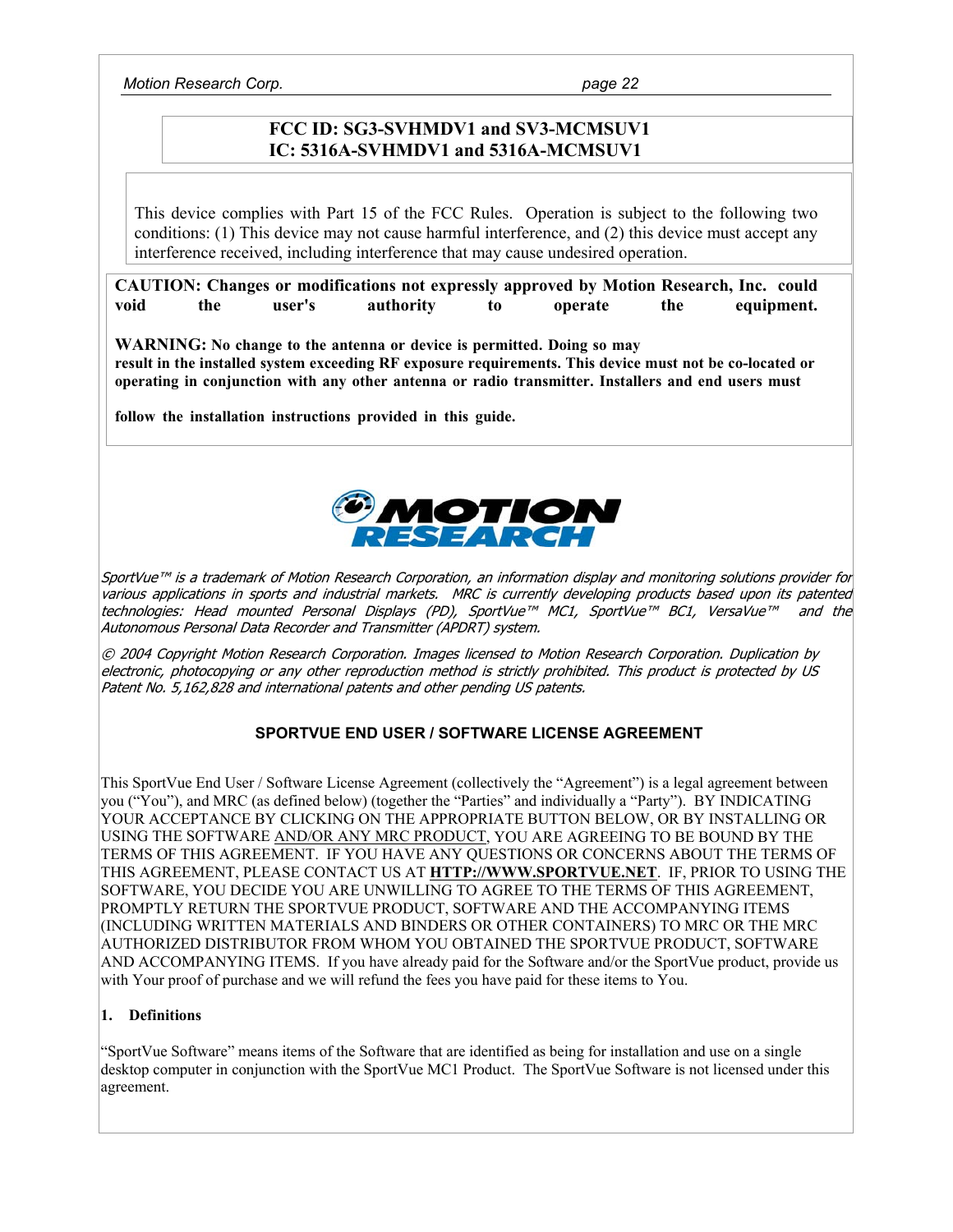**FCC ID: SG3-SVHMDV1 and SV3-MCMSUV1**
**IC: 5316A-SVHMDV1 and 5316A-MCMSUV1**

This device complies with Part 15 of the FCC Rules. Operation is subject to the following two conditions: (1) This device may not cause harmful interference, and (2) this device must accept any interference received, including interference that may cause undesired operation.

**CAUTION: Changes or modifications not expressly approved by Motion Research, Inc. could void the user's authority to operate the equipment.**

**WARNING: No change to the antenna or device is permitted. Doing so may result in the installed system exceeding RF exposure requirements. This device must not be co-located or operating in conjunction with any other antenna or radio transmitter. Installers and end users must follow the installation instructions provided in this guide.**

MOTION RESEARCH

*SportVue™ is a trademark of Motion Research Corporation, an information display and monitoring solutions provider for various applications in sports and industrial markets. MRC is currently developing products based upon its patented technologies: Head mounted Personal Displays (PD), SportVue™ MC1, SportVue™ BC1, VersaVue™ and the Autonomous Personal Data Recorder and Transmitter (APDRT) system.*

*© 2004 Copyright Motion Research Corporation. Images licensed to Motion Research Corporation. Duplication by electronic, photocopying or any other reproduction method is strictly prohibited. This product is protected by US Patent No. 5,162,828 and international patents and other pending US patents.*

## SPORTVUE END USER / SOFTWARE LICENSE AGREEMENT

This SportVue End User / Software License Agreement (collectively the "Agreement") is a legal agreement between you ("You"), and MRC (as defined below) (together the "Parties" and individually a "Party"). BY INDICATING YOUR ACCEPTANCE BY CLICKING ON THE APPROPRIATE BUTTON BELOW, OR BY INSTALLING OR USING THE SOFTWARE AND/OR ANY MRC PRODUCT, YOU ARE AGREEING TO BE BOUND BY THE TERMS OF THIS AGREEMENT. IF YOU HAVE ANY QUESTIONS OR CONCERNS ABOUT THE TERMS OF THIS AGREEMENT, PLEASE CONTACT US AT **HTTP://WWW.SPORTVUE.NET**. IF, PRIOR TO USING THE SOFTWARE, YOU DECIDE YOU ARE UNWILLING TO AGREE TO THE TERMS OF THIS AGREEMENT, PROMPTLY RETURN THE SPORTVUE PRODUCT, SOFTWARE AND THE ACCOMPANYING ITEMS (INCLUDING WRITTEN MATERIALS AND BINDERS OR OTHER CONTAINERS) TO MRC OR THE MRC AUTHORIZED DISTRIBUTOR FROM WHOM YOU OBTAINED THE SPORTVUE PRODUCT, SOFTWARE AND ACCOMPANYING ITEMS. If you have already paid for the Software and/or the SportVue product, provide us with Your proof of purchase and we will refund the fees you have paid for these items to You.

### 1. Definitions

"SportVue Software" means items of the Software that are identified as being for installation and use on a single desktop computer in conjunction with the SportVue MC1 Product. The SportVue Software is not licensed under this agreement.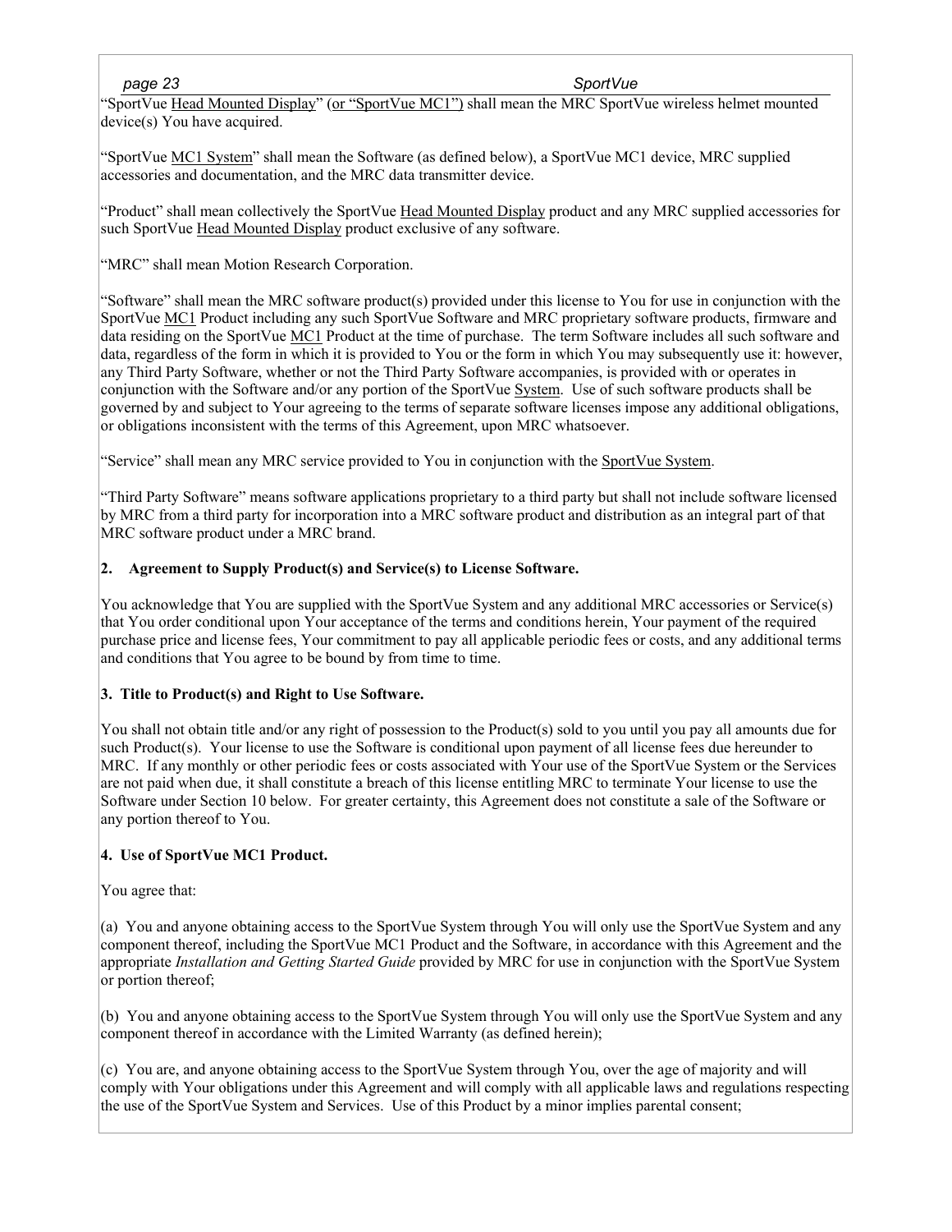"SportVue Head Mounted Display" (or "SportVue MC1") shall mean the MRC SportVue wireless helmet mounted device(s) You have acquired.

"SportVue MC1 System" shall mean the Software (as defined below), a SportVue MC1 device, MRC supplied accessories and documentation, and the MRC data transmitter device.

"Product" shall mean collectively the SportVue Head Mounted Display product and any MRC supplied accessories for such SportVue Head Mounted Display product exclusive of any software.

"MRC" shall mean Motion Research Corporation.

"Software" shall mean the MRC software product(s) provided under this license to You for use in conjunction with the SportVue MC1 Product including any such SportVue Software and MRC proprietary software products, firmware and data residing on the SportVue MC1 Product at the time of purchase. The term Software includes all such software and data, regardless of the form in which it is provided to You or the form in which You may subsequently use it: however, any Third Party Software, whether or not the Third Party Software accompanies, is provided with or operates in conjunction with the Software and/or any portion of the SportVue System. Use of such software products shall be governed by and subject to Your agreeing to the terms of separate software licenses impose any additional obligations, or obligations inconsistent with the terms of this Agreement, upon MRC whatsoever.

"Service" shall mean any MRC service provided to You in conjunction with the SportVue System.

"Third Party Software" means software applications proprietary to a third party but shall not include software licensed by MRC from a third party for incorporation into a MRC software product and distribution as an integral part of that MRC software product under a MRC brand.

**2. Agreement to Supply Product(s) and Service(s) to License Software.**

You acknowledge that You are supplied with the SportVue System and any additional MRC accessories or Service(s) that You order conditional upon Your acceptance of the terms and conditions herein, Your payment of the required purchase price and license fees, Your commitment to pay all applicable periodic fees or costs, and any additional terms and conditions that You agree to be bound by from time to time.

**3. Title to Product(s) and Right to Use Software.**

You shall not obtain title and/or any right of possession to the Product(s) sold to you until you pay all amounts due for such Product(s). Your license to use the Software is conditional upon payment of all license fees due hereunder to MRC. If any monthly or other periodic fees or costs associated with Your use of the SportVue System or the Services are not paid when due, it shall constitute a breach of this license entitling MRC to terminate Your license to use the Software under Section 10 below. For greater certainty, this Agreement does not constitute a sale of the Software or any portion thereof to You.

**4. Use of SportVue MC1 Product.**

You agree that:

(a) You and anyone obtaining access to the SportVue System through You will only use the SportVue System and any component thereof, including the SportVue MC1 Product and the Software, in accordance with this Agreement and the appropriate *Installation and Getting Started Guide* provided by MRC for use in conjunction with the SportVue System or portion thereof;

(b) You and anyone obtaining access to the SportVue System through You will only use the SportVue System and any component thereof in accordance with the Limited Warranty (as defined herein);

(c) You are, and anyone obtaining access to the SportVue System through You, over the age of majority and will comply with Your obligations under this Agreement and will comply with all applicable laws and regulations respecting the use of the SportVue System and Services. Use of this Product by a minor implies parental consent;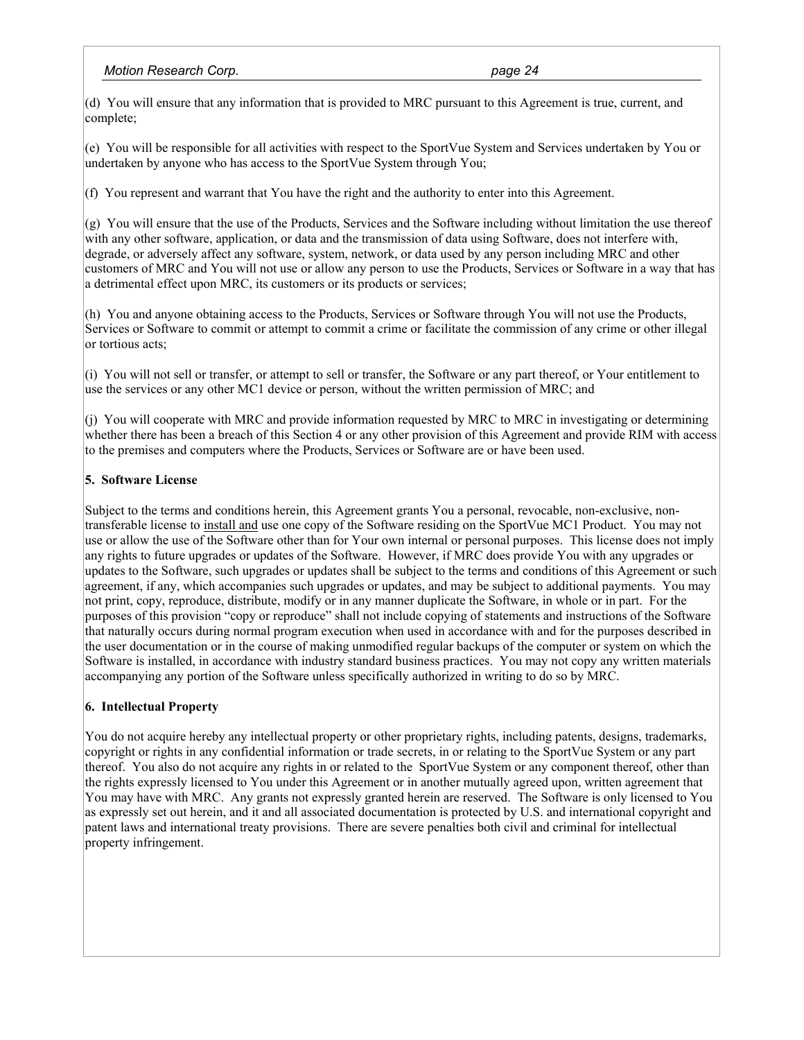(d) You will ensure that any information that is provided to MRC pursuant to this Agreement is true, current, and complete;

(e) You will be responsible for all activities with respect to the SportVue System and Services undertaken by You or undertaken by anyone who has access to the SportVue System through You;

(f) You represent and warrant that You have the right and the authority to enter into this Agreement.

(g) You will ensure that the use of the Products, Services and the Software including without limitation the use thereof with any other software, application, or data and the transmission of data using Software, does not interfere with, degrade, or adversely affect any software, system, network, or data used by any person including MRC and other customers of MRC and You will not use or allow any person to use the Products, Services or Software in a way that has a detrimental effect upon MRC, its customers or its products or services;

(h) You and anyone obtaining access to the Products, Services or Software through You will not use the Products, Services or Software to commit or attempt to commit a crime or facilitate the commission of any crime or other illegal or tortious acts;

(i) You will not sell or transfer, or attempt to sell or transfer, the Software or any part thereof, or Your entitlement to use the services or any other MC1 device or person, without the written permission of MRC; and

(j) You will cooperate with MRC and provide information requested by MRC to MRC in investigating or determining whether there has been a breach of this Section 4 or any other provision of this Agreement and provide RIM with access to the premises and computers where the Products, Services or Software are or have been used.

**5. Software License**

Subject to the terms and conditions herein, this Agreement grants You a personal, revocable, non-exclusive, non-transferable license to install and use one copy of the Software residing on the SportVue MC1 Product. You may not use or allow the use of the Software other than for Your own internal or personal purposes. This license does not imply any rights to future upgrades or updates of the Software. However, if MRC does provide You with any upgrades or updates to the Software, such upgrades or updates shall be subject to the terms and conditions of this Agreement or such agreement, if any, which accompanies such upgrades or updates, and may be subject to additional payments. You may not print, copy, reproduce, distribute, modify or in any manner duplicate the Software, in whole or in part. For the purposes of this provision "copy or reproduce" shall not include copying of statements and instructions of the Software that naturally occurs during normal program execution when used in accordance with and for the purposes described in the user documentation or in the course of making unmodified regular backups of the computer or system on which the Software is installed, in accordance with industry standard business practices. You may not copy any written materials accompanying any portion of the Software unless specifically authorized in writing to do so by MRC.

**6. Intellectual Property**

You do not acquire hereby any intellectual property or other proprietary rights, including patents, designs, trademarks, copyright or rights in any confidential information or trade secrets, in or relating to the SportVue System or any part thereof. You also do not acquire any rights in or related to the SportVue System or any component thereof, other than the rights expressly licensed to You under this Agreement or in another mutually agreed upon, written agreement that You may have with MRC. Any grants not expressly granted herein are reserved. The Software is only licensed to You as expressly set out herein, and it and all associated documentation is protected by U.S. and international copyright and patent laws and international treaty provisions. There are severe penalties both civil and criminal for intellectual property infringement.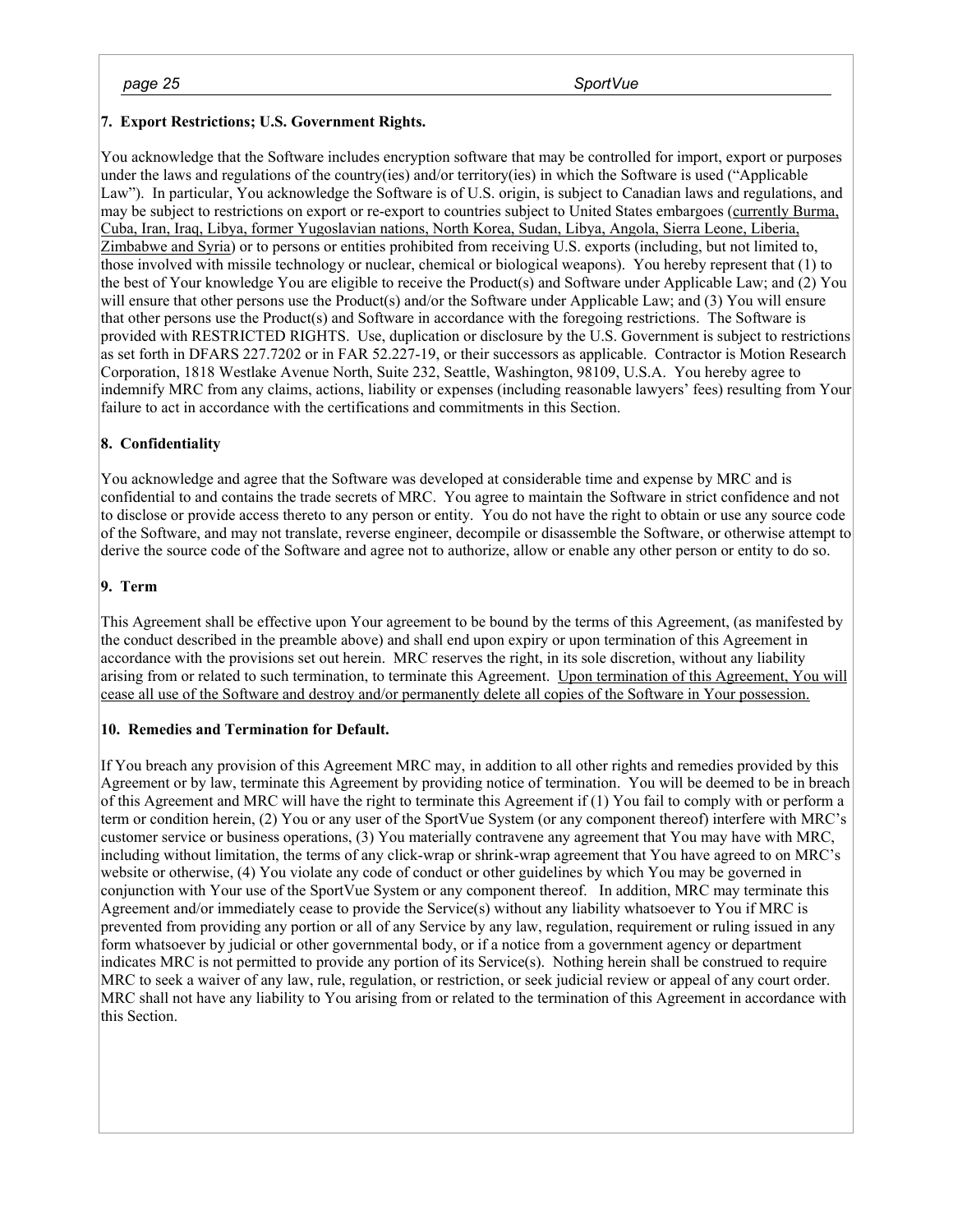**7. Export Restrictions; U.S. Government Rights.**

You acknowledge that the Software includes encryption software that may be controlled for import, export or purposes under the laws and regulations of the country(ies) and/or territory(ies) in which the Software is used ("Applicable Law"). In particular, You acknowledge the Software is of U.S. origin, is subject to Canadian laws and regulations, and may be subject to restrictions on export or re-export to countries subject to United States embargoes (<u>currently Burma, Cuba, Iran, Iraq, Libya, former Yugoslavian nations, North Korea, Sudan, Libya, Angola, Sierra Leone, Liberia, Zimbabwe and Syria</u>) or to persons or entities prohibited from receiving U.S. exports (including, but not limited to, those involved with missile technology or nuclear, chemical or biological weapons). You hereby represent that (1) to the best of Your knowledge You are eligible to receive the Product(s) and Software under Applicable Law; and (2) You will ensure that other persons use the Product(s) and/or the Software under Applicable Law; and (3) You will ensure that other persons use the Product(s) and Software in accordance with the foregoing restrictions. The Software is provided with RESTRICTED RIGHTS. Use, duplication or disclosure by the U.S. Government is subject to restrictions as set forth in DFARS 227.7202 or in FAR 52.227-19, or their successors as applicable. Contractor is Motion Research Corporation, 1818 Westlake Avenue North, Suite 232, Seattle, Washington, 98109, U.S.A. You hereby agree to indemnify MRC from any claims, actions, liability or expenses (including reasonable lawyers' fees) resulting from Your failure to act in accordance with the certifications and commitments in this Section.

**8. Confidentiality**

You acknowledge and agree that the Software was developed at considerable time and expense by MRC and is confidential to and contains the trade secrets of MRC. You agree to maintain the Software in strict confidence and not to disclose or provide access thereto to any person or entity. You do not have the right to obtain or use any source code of the Software, and may not translate, reverse engineer, decompile or disassemble the Software, or otherwise attempt to derive the source code of the Software and agree not to authorize, allow or enable any other person or entity to do so.

**9. Term**

This Agreement shall be effective upon Your agreement to be bound by the terms of this Agreement, (as manifested by the conduct described in the preamble above) and shall end upon expiry or upon termination of this Agreement in accordance with the provisions set out herein. MRC reserves the right, in its sole discretion, without any liability arising from or related to such termination, to terminate this Agreement. <u>Upon termination of this Agreement, You will cease all use of the Software and destroy and/or permanently delete all copies of the Software in Your possession.</u>

**10. Remedies and Termination for Default.**

If You breach any provision of this Agreement MRC may, in addition to all other rights and remedies provided by this Agreement or by law, terminate this Agreement by providing notice of termination. You will be deemed to be in breach of this Agreement and MRC will have the right to terminate this Agreement if (1) You fail to comply with or perform a term or condition herein, (2) You or any user of the SportVue System (or any component thereof) interfere with MRC's customer service or business operations, (3) You materially contravene any agreement that You may have with MRC, including without limitation, the terms of any click-wrap or shrink-wrap agreement that You have agreed to on MRC's website or otherwise, (4) You violate any code of conduct or other guidelines by which You may be governed in conjunction with Your use of the SportVue System or any component thereof. In addition, MRC may terminate this Agreement and/or immediately cease to provide the Service(s) without any liability whatsoever to You if MRC is prevented from providing any portion or all of any Service by any law, regulation, requirement or ruling issued in any form whatsoever by judicial or other governmental body, or if a notice from a government agency or department indicates MRC is not permitted to provide any portion of its Service(s). Nothing herein shall be construed to require MRC to seek a waiver of any law, rule, regulation, or restriction, or seek judicial review or appeal of any court order. MRC shall not have any liability to You arising from or related to the termination of this Agreement in accordance with this Section.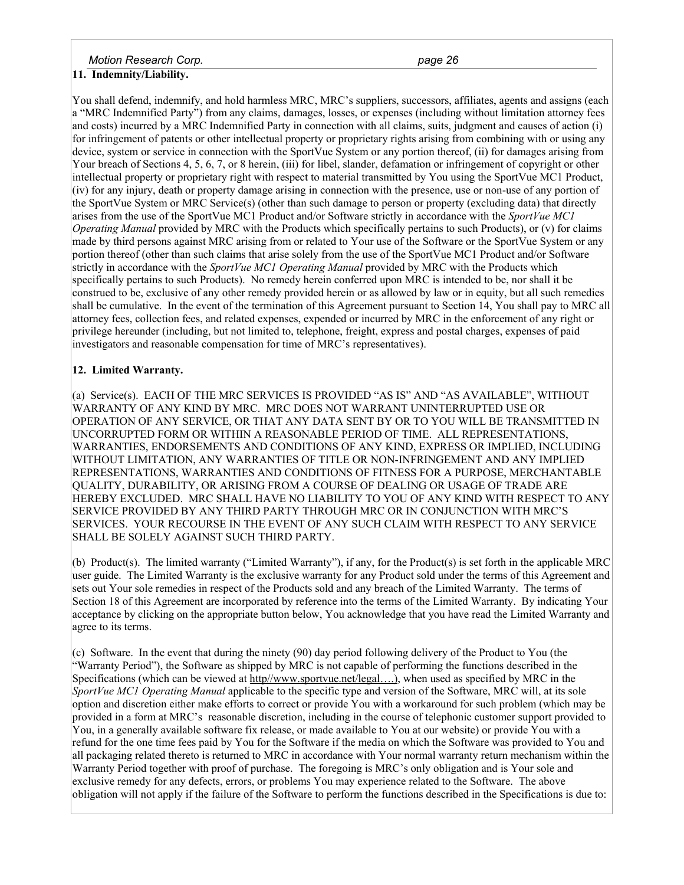**11. Indemnity/Liability.**

You shall defend, indemnify, and hold harmless MRC, MRC's suppliers, successors, affiliates, agents and assigns (each a "MRC Indemnified Party") from any claims, damages, losses, or expenses (including without limitation attorney fees and costs) incurred by a MRC Indemnified Party in connection with all claims, suits, judgment and causes of action (i) for infringement of patents or other intellectual property or proprietary rights arising from combining with or using any device, system or service in connection with the SportVue System or any portion thereof, (ii) for damages arising from Your breach of Sections 4, 5, 6, 7, or 8 herein, (iii) for libel, slander, defamation or infringement of copyright or other intellectual property or proprietary right with respect to material transmitted by You using the SportVue MC1 Product, (iv) for any injury, death or property damage arising in connection with the presence, use or non-use of any portion of the SportVue System or MRC Service(s) (other than such damage to person or property (excluding data) that directly arises from the use of the SportVue MC1 Product and/or Software strictly in accordance with the *SportVue MC1 Operating Manual* provided by MRC with the Products which specifically pertains to such Products), or (v) for claims made by third persons against MRC arising from or related to Your use of the Software or the SportVue System or any portion thereof (other than such claims that arise solely from the use of the SportVue MC1 Product and/or Software strictly in accordance with the *SportVue MC1 Operating Manual* provided by MRC with the Products which specifically pertains to such Products). No remedy herein conferred upon MRC is intended to be, nor shall it be construed to be, exclusive of any other remedy provided herein or as allowed by law or in equity, but all such remedies shall be cumulative. In the event of the termination of this Agreement pursuant to Section 14, You shall pay to MRC all attorney fees, collection fees, and related expenses, expended or incurred by MRC in the enforcement of any right or privilege hereunder (including, but not limited to, telephone, freight, express and postal charges, expenses of paid investigators and reasonable compensation for time of MRC's representatives).

**12. Limited Warranty.**

(a) Service(s). EACH OF THE MRC SERVICES IS PROVIDED "AS IS" AND "AS AVAILABLE", WITHOUT WARRANTY OF ANY KIND BY MRC. MRC DOES NOT WARRANT UNINTERRUPTED USE OR OPERATION OF ANY SERVICE, OR THAT ANY DATA SENT BY OR TO YOU WILL BE TRANSMITTED IN UNCORRUPTED FORM OR WITHIN A REASONABLE PERIOD OF TIME. ALL REPRESENTATIONS, WARRANTIES, ENDORSEMENTS AND CONDITIONS OF ANY KIND, EXPRESS OR IMPLIED, INCLUDING WITHOUT LIMITATION, ANY WARRANTIES OF TITLE OR NON-INFRINGEMENT AND ANY IMPLIED REPRESENTATIONS, WARRANTIES AND CONDITIONS OF FITNESS FOR A PURPOSE, MERCHANTABLE QUALITY, DURABILITY, OR ARISING FROM A COURSE OF DEALING OR USAGE OF TRADE ARE HEREBY EXCLUDED. MRC SHALL HAVE NO LIABILITY TO YOU OF ANY KIND WITH RESPECT TO ANY SERVICE PROVIDED BY ANY THIRD PARTY THROUGH MRC OR IN CONJUNCTION WITH MRC'S SERVICES. YOUR RECOURSE IN THE EVENT OF ANY SUCH CLAIM WITH RESPECT TO ANY SERVICE SHALL BE SOLELY AGAINST SUCH THIRD PARTY.

(b) Product(s). The limited warranty ("Limited Warranty"), if any, for the Product(s) is set forth in the applicable MRC user guide. The Limited Warranty is the exclusive warranty for any Product sold under the terms of this Agreement and sets out Your sole remedies in respect of the Products sold and any breach of the Limited Warranty. The terms of Section 18 of this Agreement are incorporated by reference into the terms of the Limited Warranty. By indicating Your acceptance by clicking on the appropriate button below, You acknowledge that you have read the Limited Warranty and agree to its terms.

(c) Software. In the event that during the ninety (90) day period following delivery of the Product to You (the "Warranty Period"), the Software as shipped by MRC is not capable of performing the functions described in the Specifications (which can be viewed at http//www.sportvue.net/legal….), when used as specified by MRC in the *SportVue MC1 Operating Manual* applicable to the specific type and version of the Software, MRC will, at its sole option and discretion either make efforts to correct or provide You with a workaround for such problem (which may be provided in a form at MRC's reasonable discretion, including in the course of telephonic customer support provided to You, in a generally available software fix release, or made available to You at our website) or provide You with a refund for the one time fees paid by You for the Software if the media on which the Software was provided to You and all packaging related thereto is returned to MRC in accordance with Your normal warranty return mechanism within the Warranty Period together with proof of purchase. The foregoing is MRC's only obligation and is Your sole and exclusive remedy for any defects, errors, or problems You may experience related to the Software. The above obligation will not apply if the failure of the Software to perform the functions described in the Specifications is due to: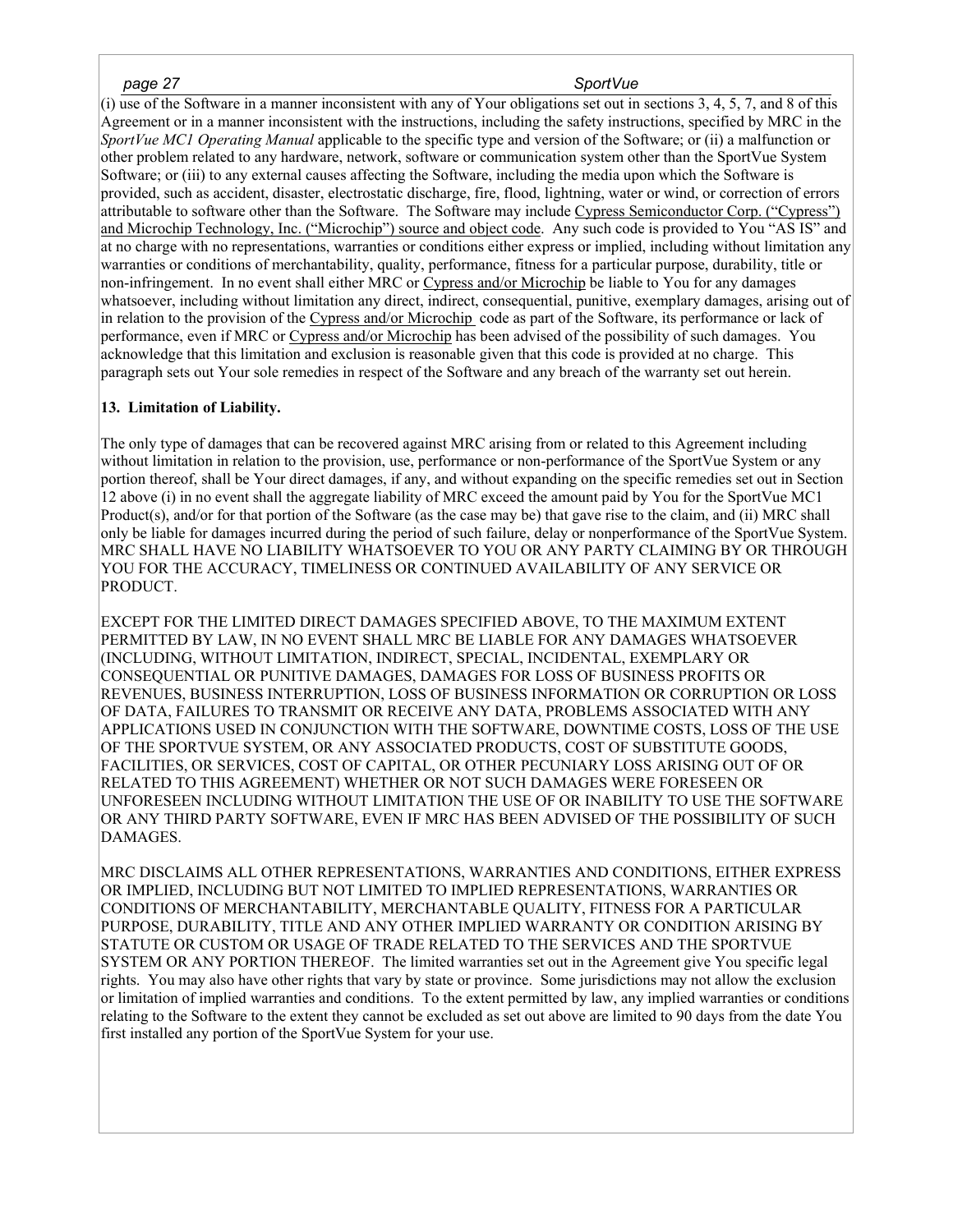(i) use of the Software in a manner inconsistent with any of Your obligations set out in sections 3, 4, 5, 7, and 8 of this Agreement or in a manner inconsistent with the instructions, including the safety instructions, specified by MRC in the *SportVue MC1 Operating Manual* applicable to the specific type and version of the Software; or (ii) a malfunction or other problem related to any hardware, network, software or communication system other than the SportVue System Software; or (iii) to any external causes affecting the Software, including the media upon which the Software is provided, such as accident, disaster, electrostatic discharge, fire, flood, lightning, water or wind, or correction of errors attributable to software other than the Software. The Software may include Cypress Semiconductor Corp. ("Cypress") and Microchip Technology, Inc. ("Microchip") source and object code. Any such code is provided to You "AS IS" and at no charge with no representations, warranties or conditions either express or implied, including without limitation any warranties or conditions of merchantability, quality, performance, fitness for a particular purpose, durability, title or non-infringement. In no event shall either MRC or Cypress and/or Microchip be liable to You for any damages whatsoever, including without limitation any direct, indirect, consequential, punitive, exemplary damages, arising out of in relation to the provision of the Cypress and/or Microchip code as part of the Software, its performance or lack of performance, even if MRC or Cypress and/or Microchip has been advised of the possibility of such damages. You acknowledge that this limitation and exclusion is reasonable given that this code is provided at no charge. This paragraph sets out Your sole remedies in respect of the Software and any breach of the warranty set out herein.

**13. Limitation of Liability.**

The only type of damages that can be recovered against MRC arising from or related to this Agreement including without limitation in relation to the provision, use, performance or non-performance of the SportVue System or any portion thereof, shall be Your direct damages, if any, and without expanding on the specific remedies set out in Section 12 above (i) in no event shall the aggregate liability of MRC exceed the amount paid by You for the SportVue MC1 Product(s), and/or for that portion of the Software (as the case may be) that gave rise to the claim, and (ii) MRC shall only be liable for damages incurred during the period of such failure, delay or nonperformance of the SportVue System. MRC SHALL HAVE NO LIABILITY WHATSOEVER TO YOU OR ANY PARTY CLAIMING BY OR THROUGH YOU FOR THE ACCURACY, TIMELINESS OR CONTINUED AVAILABILITY OF ANY SERVICE OR PRODUCT.

EXCEPT FOR THE LIMITED DIRECT DAMAGES SPECIFIED ABOVE, TO THE MAXIMUM EXTENT PERMITTED BY LAW, IN NO EVENT SHALL MRC BE LIABLE FOR ANY DAMAGES WHATSOEVER (INCLUDING, WITHOUT LIMITATION, INDIRECT, SPECIAL, INCIDENTAL, EXEMPLARY OR CONSEQUENTIAL OR PUNITIVE DAMAGES, DAMAGES FOR LOSS OF BUSINESS PROFITS OR REVENUES, BUSINESS INTERRUPTION, LOSS OF BUSINESS INFORMATION OR CORRUPTION OR LOSS OF DATA, FAILURES TO TRANSMIT OR RECEIVE ANY DATA, PROBLEMS ASSOCIATED WITH ANY APPLICATIONS USED IN CONJUNCTION WITH THE SOFTWARE, DOWNTIME COSTS, LOSS OF THE USE OF THE SPORTVUE SYSTEM, OR ANY ASSOCIATED PRODUCTS, COST OF SUBSTITUTE GOODS, FACILITIES, OR SERVICES, COST OF CAPITAL, OR OTHER PECUNIARY LOSS ARISING OUT OF OR RELATED TO THIS AGREEMENT) WHETHER OR NOT SUCH DAMAGES WERE FORESEEN OR UNFORESEEN INCLUDING WITHOUT LIMITATION THE USE OF OR INABILITY TO USE THE SOFTWARE OR ANY THIRD PARTY SOFTWARE, EVEN IF MRC HAS BEEN ADVISED OF THE POSSIBILITY OF SUCH DAMAGES.

MRC DISCLAIMS ALL OTHER REPRESENTATIONS, WARRANTIES AND CONDITIONS, EITHER EXPRESS OR IMPLIED, INCLUDING BUT NOT LIMITED TO IMPLIED REPRESENTATIONS, WARRANTIES OR CONDITIONS OF MERCHANTABILITY, MERCHANTABLE QUALITY, FITNESS FOR A PARTICULAR PURPOSE, DURABILITY, TITLE AND ANY OTHER IMPLIED WARRANTY OR CONDITION ARISING BY STATUTE OR CUSTOM OR USAGE OF TRADE RELATED TO THE SERVICES AND THE SPORTVUE SYSTEM OR ANY PORTION THEREOF. The limited warranties set out in the Agreement give You specific legal rights. You may also have other rights that vary by state or province. Some jurisdictions may not allow the exclusion or limitation of implied warranties and conditions. To the extent permitted by law, any implied warranties or conditions relating to the Software to the extent they cannot be excluded as set out above are limited to 90 days from the date You first installed any portion of the SportVue System for your use.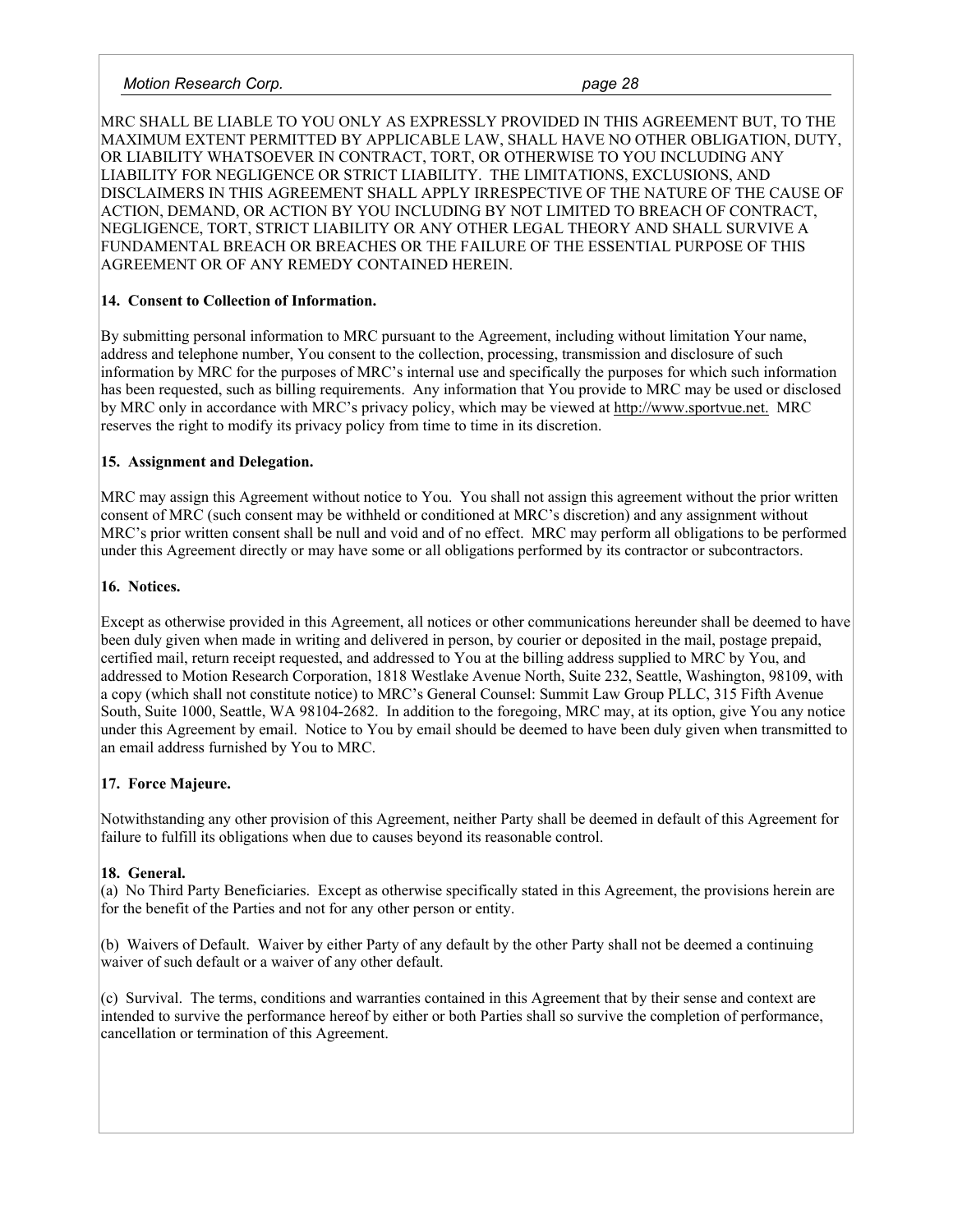MRC SHALL BE LIABLE TO YOU ONLY AS EXPRESSLY PROVIDED IN THIS AGREEMENT BUT, TO THE MAXIMUM EXTENT PERMITTED BY APPLICABLE LAW, SHALL HAVE NO OTHER OBLIGATION, DUTY, OR LIABILITY WHATSOEVER IN CONTRACT, TORT, OR OTHERWISE TO YOU INCLUDING ANY LIABILITY FOR NEGLIGENCE OR STRICT LIABILITY. THE LIMITATIONS, EXCLUSIONS, AND DISCLAIMERS IN THIS AGREEMENT SHALL APPLY IRRESPECTIVE OF THE NATURE OF THE CAUSE OF ACTION, DEMAND, OR ACTION BY YOU INCLUDING BY NOT LIMITED TO BREACH OF CONTRACT, NEGLIGENCE, TORT, STRICT LIABILITY OR ANY OTHER LEGAL THEORY AND SHALL SURVIVE A FUNDAMENTAL BREACH OR BREACHES OR THE FAILURE OF THE ESSENTIAL PURPOSE OF THIS AGREEMENT OR OF ANY REMEDY CONTAINED HEREIN.

**14. Consent to Collection of Information.**

By submitting personal information to MRC pursuant to the Agreement, including without limitation Your name, address and telephone number, You consent to the collection, processing, transmission and disclosure of such information by MRC for the purposes of MRC's internal use and specifically the purposes for which such information has been requested, such as billing requirements. Any information that You provide to MRC may be used or disclosed by MRC only in accordance with MRC's privacy policy, which may be viewed at http://www.sportvue.net. MRC reserves the right to modify its privacy policy from time to time in its discretion.

**15. Assignment and Delegation.**

MRC may assign this Agreement without notice to You. You shall not assign this agreement without the prior written consent of MRC (such consent may be withheld or conditioned at MRC's discretion) and any assignment without MRC's prior written consent shall be null and void and of no effect. MRC may perform all obligations to be performed under this Agreement directly or may have some or all obligations performed by its contractor or subcontractors.

**16. Notices.**

Except as otherwise provided in this Agreement, all notices or other communications hereunder shall be deemed to have been duly given when made in writing and delivered in person, by courier or deposited in the mail, postage prepaid, certified mail, return receipt requested, and addressed to You at the billing address supplied to MRC by You, and addressed to Motion Research Corporation, 1818 Westlake Avenue North, Suite 232, Seattle, Washington, 98109, with a copy (which shall not constitute notice) to MRC's General Counsel: Summit Law Group PLLC, 315 Fifth Avenue South, Suite 1000, Seattle, WA 98104-2682. In addition to the foregoing, MRC may, at its option, give You any notice under this Agreement by email. Notice to You by email should be deemed to have been duly given when transmitted to an email address furnished by You to MRC.

**17. Force Majeure.**

Notwithstanding any other provision of this Agreement, neither Party shall be deemed in default of this Agreement for failure to fulfill its obligations when due to causes beyond its reasonable control.

**18. General.**

(a) No Third Party Beneficiaries. Except as otherwise specifically stated in this Agreement, the provisions herein are for the benefit of the Parties and not for any other person or entity.

(b) Waivers of Default. Waiver by either Party of any default by the other Party shall not be deemed a continuing waiver of such default or a waiver of any other default.

(c) Survival. The terms, conditions and warranties contained in this Agreement that by their sense and context are intended to survive the performance hereof by either or both Parties shall so survive the completion of performance, cancellation or termination of this Agreement.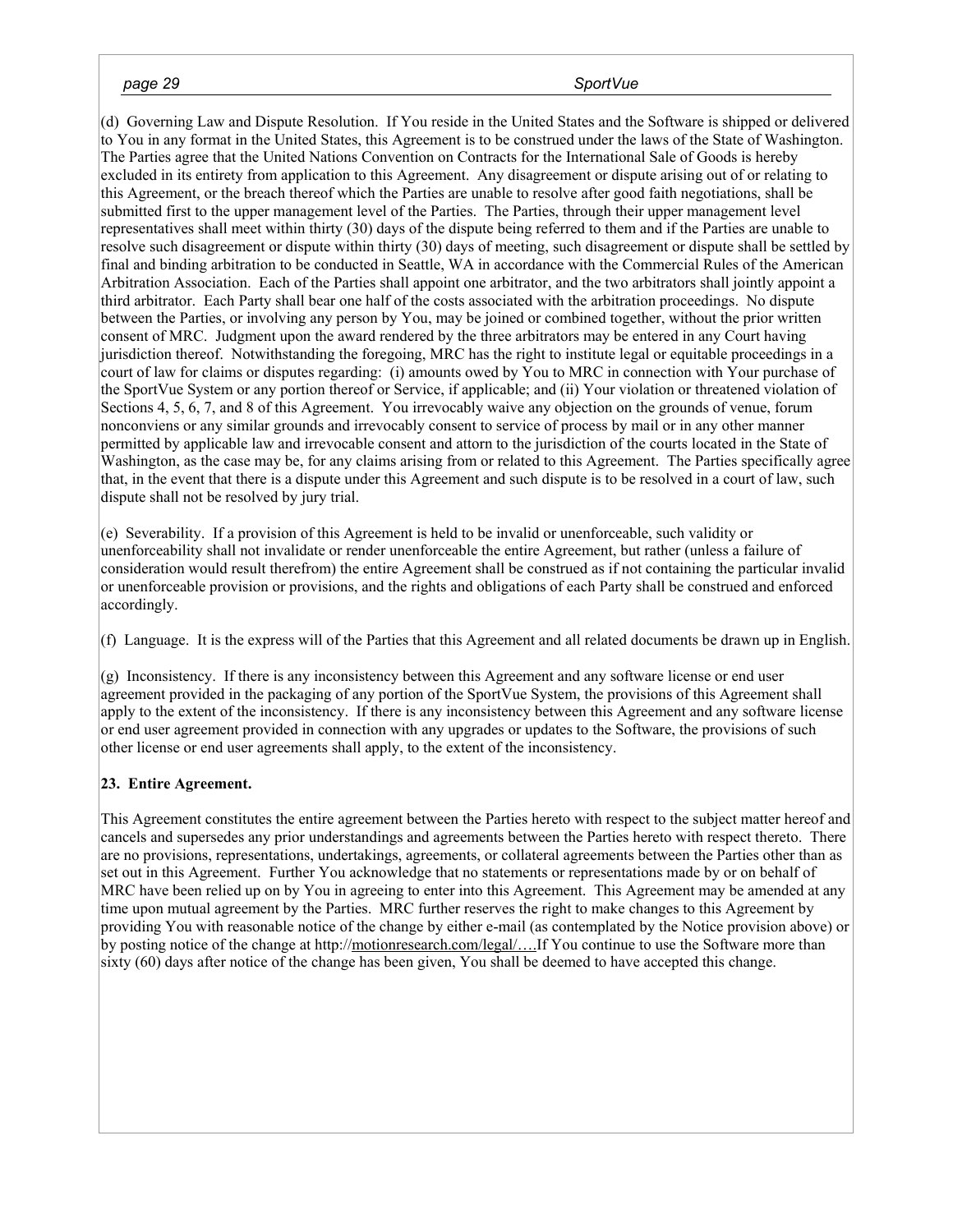(d) Governing Law and Dispute Resolution. If You reside in the United States and the Software is shipped or delivered to You in any format in the United States, this Agreement is to be construed under the laws of the State of Washington. The Parties agree that the United Nations Convention on Contracts for the International Sale of Goods is hereby excluded in its entirety from application to this Agreement. Any disagreement or dispute arising out of or relating to this Agreement, or the breach thereof which the Parties are unable to resolve after good faith negotiations, shall be submitted first to the upper management level of the Parties. The Parties, through their upper management level representatives shall meet within thirty (30) days of the dispute being referred to them and if the Parties are unable to resolve such disagreement or dispute within thirty (30) days of meeting, such disagreement or dispute shall be settled by final and binding arbitration to be conducted in Seattle, WA in accordance with the Commercial Rules of the American Arbitration Association. Each of the Parties shall appoint one arbitrator, and the two arbitrators shall jointly appoint a third arbitrator. Each Party shall bear one half of the costs associated with the arbitration proceedings. No dispute between the Parties, or involving any person by You, may be joined or combined together, without the prior written consent of MRC. Judgment upon the award rendered by the three arbitrators may be entered in any Court having jurisdiction thereof. Notwithstanding the foregoing, MRC has the right to institute legal or equitable proceedings in a court of law for claims or disputes regarding: (i) amounts owed by You to MRC in connection with Your purchase of the SportVue System or any portion thereof or Service, if applicable; and (ii) Your violation or threatened violation of Sections 4, 5, 6, 7, and 8 of this Agreement. You irrevocably waive any objection on the grounds of venue, forum nonconviens or any similar grounds and irrevocably consent to service of process by mail or in any other manner permitted by applicable law and irrevocable consent and attorn to the jurisdiction of the courts located in the State of Washington, as the case may be, for any claims arising from or related to this Agreement. The Parties specifically agree that, in the event that there is a dispute under this Agreement and such dispute is to be resolved in a court of law, such dispute shall not be resolved by jury trial.

(e) Severability. If a provision of this Agreement is held to be invalid or unenforceable, such validity or unenforceability shall not invalidate or render unenforceable the entire Agreement, but rather (unless a failure of consideration would result therefrom) the entire Agreement shall be construed as if not containing the particular invalid or unenforceable provision or provisions, and the rights and obligations of each Party shall be construed and enforced accordingly.

(f) Language. It is the express will of the Parties that this Agreement and all related documents be drawn up in English.

(g) Inconsistency. If there is any inconsistency between this Agreement and any software license or end user agreement provided in the packaging of any portion of the SportVue System, the provisions of this Agreement shall apply to the extent of the inconsistency. If there is any inconsistency between this Agreement and any software license or end user agreement provided in connection with any upgrades or updates to the Software, the provisions of such other license or end user agreements shall apply, to the extent of the inconsistency.

**23. Entire Agreement.**

This Agreement constitutes the entire agreement between the Parties hereto with respect to the subject matter hereof and cancels and supersedes any prior understandings and agreements between the Parties hereto with respect thereto. There are no provisions, representations, undertakings, agreements, or collateral agreements between the Parties other than as set out in this Agreement. Further You acknowledge that no statements or representations made by or on behalf of MRC have been relied up on by You in agreeing to enter into this Agreement. This Agreement may be amended at any time upon mutual agreement by the Parties. MRC further reserves the right to make changes to this Agreement by providing You with reasonable notice of the change by either e-mail (as contemplated by the Notice provision above) or by posting notice of the change at http://motionresearch.com/legal/….If You continue to use the Software more than sixty (60) days after notice of the change has been given, You shall be deemed to have accepted this change.